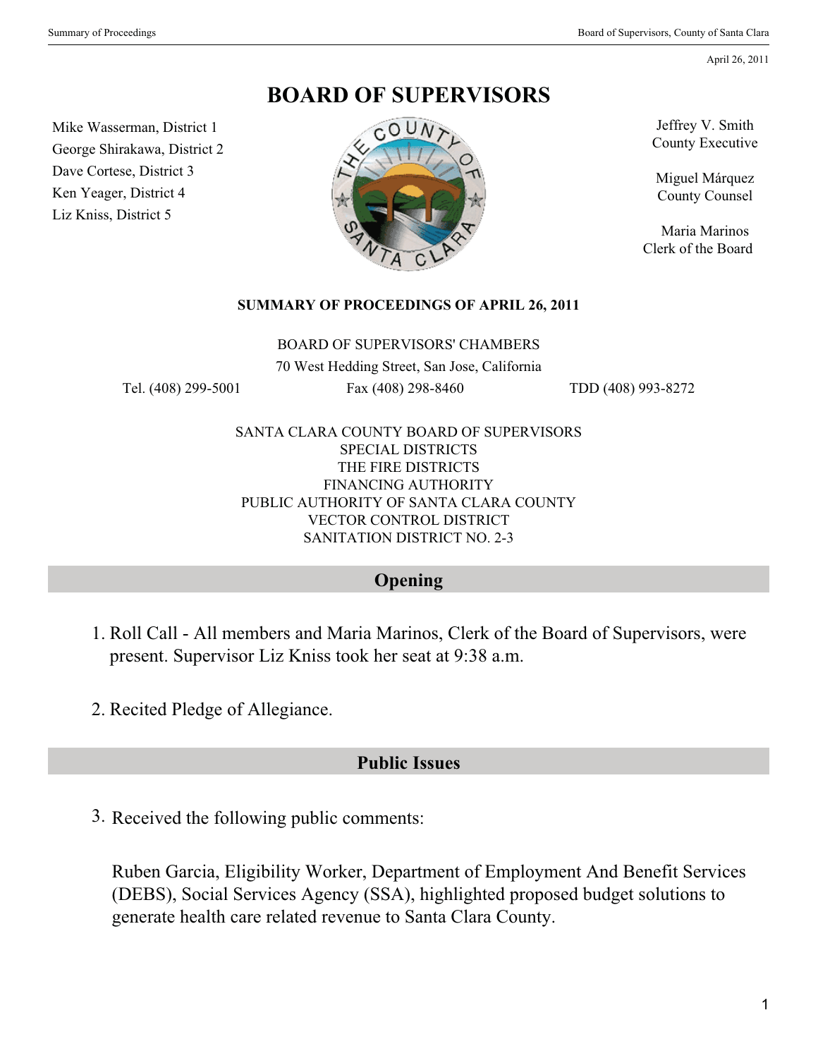April 26, 2011

# BOARD OF SUPERVISORS

Mike Wasserman, District 1
George Shirakawa, District 2
Dave Cortese, District 3
Ken Yeager, District 4
Liz Kniss, District 5

Jeffrey V. Smith
County Executive

Miguel Márquez
County Counsel

Maria Marinos
Clerk of the Board

**SUMMARY OF PROCEEDINGS OF APRIL 26, 2011**

BOARD OF SUPERVISORS' CHAMBERS
70 West Hedding Street, San Jose, California

Tel. (408) 299-5001 Fax (408) 298-8460 TDD (408) 993-8272

SANTA CLARA COUNTY BOARD OF SUPERVISORS
SPECIAL DISTRICTS
THE FIRE DISTRICTS
FINANCING AUTHORITY
PUBLIC AUTHORITY OF SANTA CLARA COUNTY
VECTOR CONTROL DISTRICT
SANITATION DISTRICT NO. 2-3

## Opening

1. Roll Call - All members and Maria Marinos, Clerk of the Board of Supervisors, were present. Supervisor Liz Kniss took her seat at 9:38 a.m.

2. Recited Pledge of Allegiance.

## Public Issues

3. Received the following public comments:

   Ruben Garcia, Eligibility Worker, Department of Employment And Benefit Services (DEBS), Social Services Agency (SSA), highlighted proposed budget solutions to generate health care related revenue to Santa Clara County.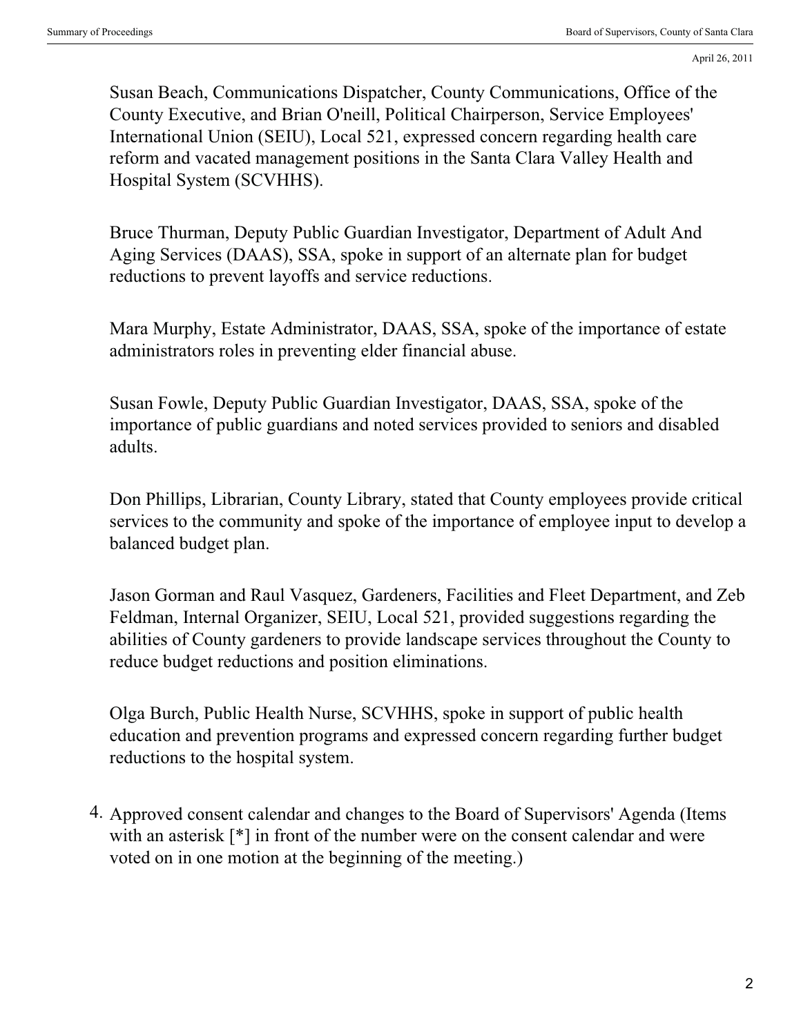Susan Beach, Communications Dispatcher, County Communications, Office of the County Executive, and Brian O'neill, Political Chairperson, Service Employees' International Union (SEIU), Local 521, expressed concern regarding health care reform and vacated management positions in the Santa Clara Valley Health and Hospital System (SCVHHS).

Bruce Thurman, Deputy Public Guardian Investigator, Department of Adult And Aging Services (DAAS), SSA, spoke in support of an alternate plan for budget reductions to prevent layoffs and service reductions.

Mara Murphy, Estate Administrator, DAAS, SSA, spoke of the importance of estate administrators roles in preventing elder financial abuse.

Susan Fowle, Deputy Public Guardian Investigator, DAAS, SSA, spoke of the importance of public guardians and noted services provided to seniors and disabled adults.

Don Phillips, Librarian, County Library, stated that County employees provide critical services to the community and spoke of the importance of employee input to develop a balanced budget plan.

Jason Gorman and Raul Vasquez, Gardeners, Facilities and Fleet Department, and Zeb Feldman, Internal Organizer, SEIU, Local 521, provided suggestions regarding the abilities of County gardeners to provide landscape services throughout the County to reduce budget reductions and position eliminations.

Olga Burch, Public Health Nurse, SCVHHS, spoke in support of public health education and prevention programs and expressed concern regarding further budget reductions to the hospital system.

4. Approved consent calendar and changes to the Board of Supervisors' Agenda (Items with an asterisk [*] in front of the number were on the consent calendar and were voted on in one motion at the beginning of the meeting.)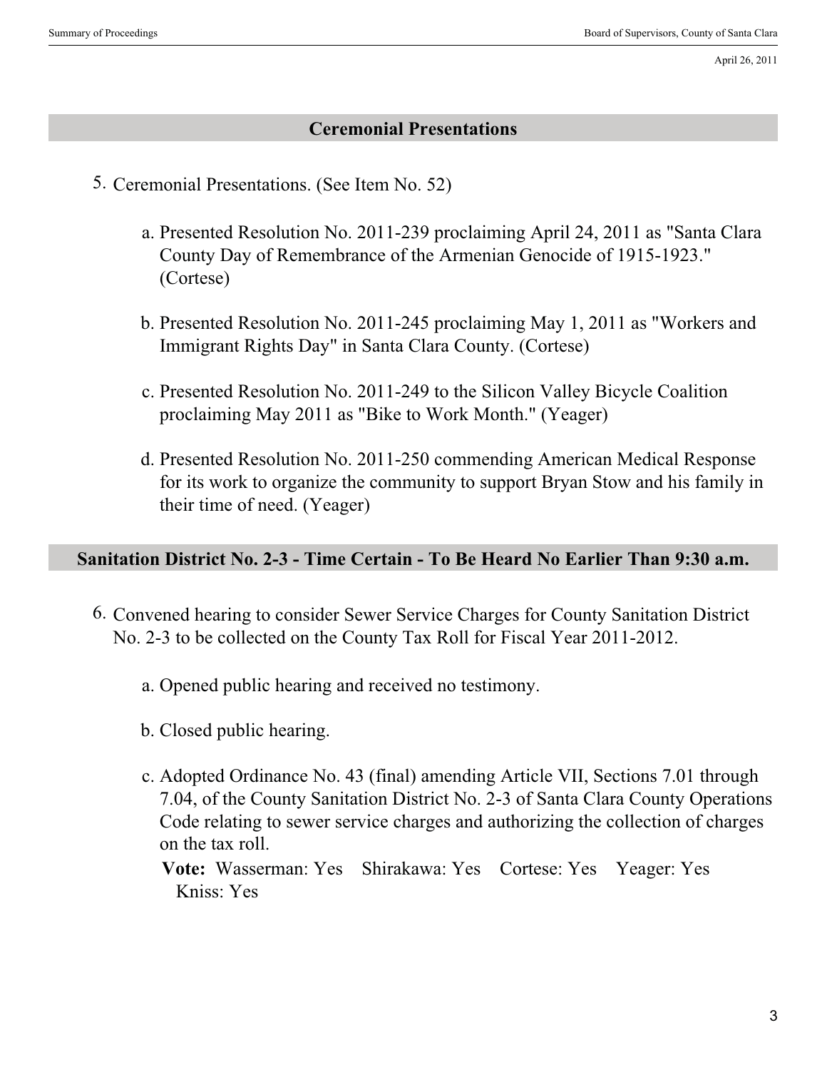## Ceremonial Presentations

5. Ceremonial Presentations. (See Item No. 52)

   a. Presented Resolution No. 2011-239 proclaiming April 24, 2011 as "Santa Clara County Day of Remembrance of the Armenian Genocide of 1915-1923." (Cortese)

   b. Presented Resolution No. 2011-245 proclaiming May 1, 2011 as "Workers and Immigrant Rights Day" in Santa Clara County. (Cortese)

   c. Presented Resolution No. 2011-249 to the Silicon Valley Bicycle Coalition proclaiming May 2011 as "Bike to Work Month." (Yeager)

   d. Presented Resolution No. 2011-250 commending American Medical Response for its work to organize the community to support Bryan Stow and his family in their time of need. (Yeager)

## Sanitation District No. 2-3 - Time Certain - To Be Heard No Earlier Than 9:30 a.m.

6. Convened hearing to consider Sewer Service Charges for County Sanitation District No. 2-3 to be collected on the County Tax Roll for Fiscal Year 2011-2012.

   a. Opened public hearing and received no testimony.

   b. Closed public hearing.

   c. Adopted Ordinance No. 43 (final) amending Article VII, Sections 7.01 through 7.04, of the County Sanitation District No. 2-3 of Santa Clara County Operations Code relating to sewer service charges and authorizing the collection of charges on the tax roll.

      **Vote:** Wasserman: Yes Shirakawa: Yes Cortese: Yes Yeager: Yes Kniss: Yes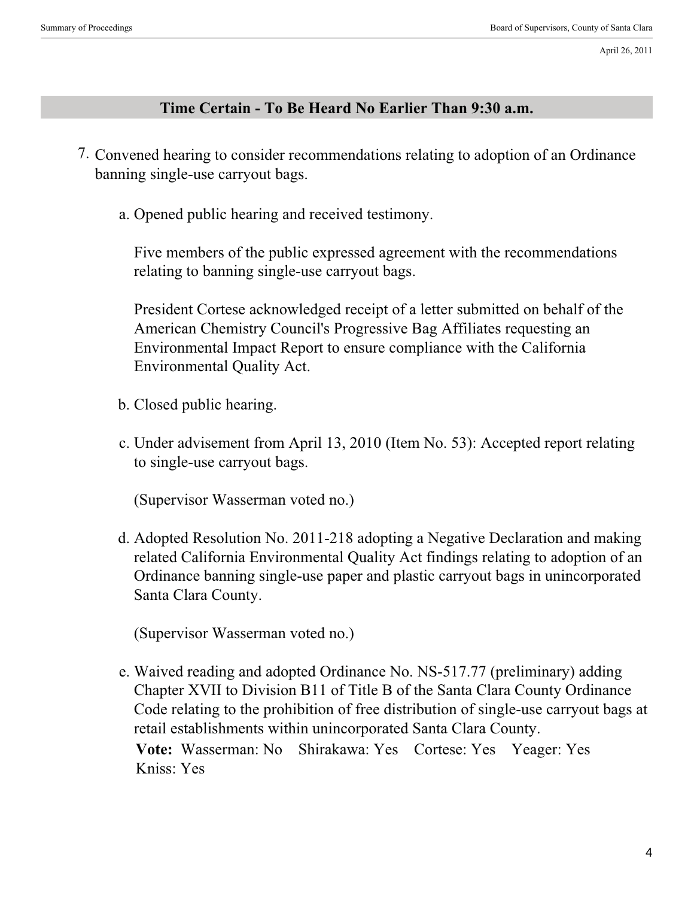## Time Certain - To Be Heard No Earlier Than 9:30 a.m.

7. Convened hearing to consider recommendations relating to adoption of an Ordinance banning single-use carryout bags.

   a. Opened public hearing and received testimony.

      Five members of the public expressed agreement with the recommendations relating to banning single-use carryout bags.

      President Cortese acknowledged receipt of a letter submitted on behalf of the American Chemistry Council's Progressive Bag Affiliates requesting an Environmental Impact Report to ensure compliance with the California Environmental Quality Act.

   b. Closed public hearing.

   c. Under advisement from April 13, 2010 (Item No. 53): Accepted report relating to single-use carryout bags.

      (Supervisor Wasserman voted no.)

   d. Adopted Resolution No. 2011-218 adopting a Negative Declaration and making related California Environmental Quality Act findings relating to adoption of an Ordinance banning single-use paper and plastic carryout bags in unincorporated Santa Clara County.

      (Supervisor Wasserman voted no.)

   e. Waived reading and adopted Ordinance No. NS-517.77 (preliminary) adding Chapter XVII to Division B11 of Title B of the Santa Clara County Ordinance Code relating to the prohibition of free distribution of single-use carryout bags at retail establishments within unincorporated Santa Clara County.

      **Vote:** Wasserman: No Shirakawa: Yes Cortese: Yes Yeager: Yes Kniss: Yes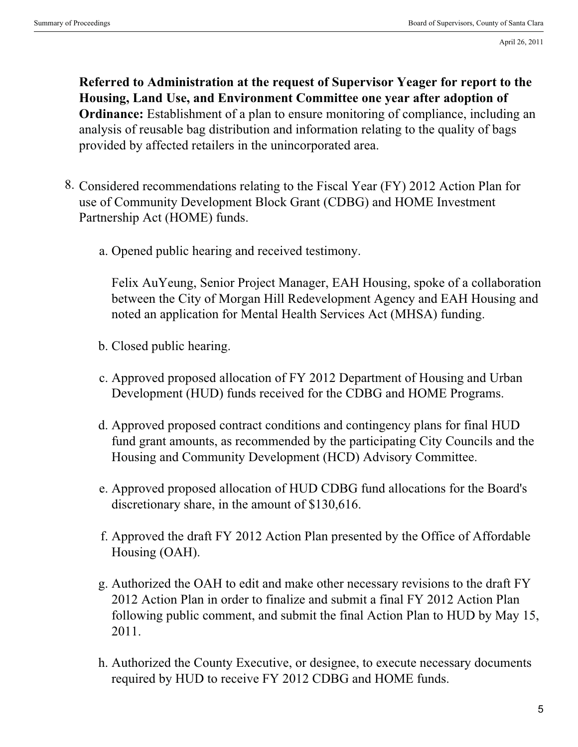**Referred to Administration at the request of Supervisor Yeager for report to the Housing, Land Use, and Environment Committee one year after adoption of Ordinance:** Establishment of a plan to ensure monitoring of compliance, including an analysis of reusable bag distribution and information relating to the quality of bags provided by affected retailers in the unincorporated area.

8. Considered recommendations relating to the Fiscal Year (FY) 2012 Action Plan for use of Community Development Block Grant (CDBG) and HOME Investment Partnership Act (HOME) funds.

   a. Opened public hearing and received testimony.

      Felix AuYeung, Senior Project Manager, EAH Housing, spoke of a collaboration between the City of Morgan Hill Redevelopment Agency and EAH Housing and noted an application for Mental Health Services Act (MHSA) funding.

   b. Closed public hearing.

   c. Approved proposed allocation of FY 2012 Department of Housing and Urban Development (HUD) funds received for the CDBG and HOME Programs.

   d. Approved proposed contract conditions and contingency plans for final HUD fund grant amounts, as recommended by the participating City Councils and the Housing and Community Development (HCD) Advisory Committee.

   e. Approved proposed allocation of HUD CDBG fund allocations for the Board's discretionary share, in the amount of $130,616.

   f. Approved the draft FY 2012 Action Plan presented by the Office of Affordable Housing (OAH).

   g. Authorized the OAH to edit and make other necessary revisions to the draft FY 2012 Action Plan in order to finalize and submit a final FY 2012 Action Plan following public comment, and submit the final Action Plan to HUD by May 15, 2011.

   h. Authorized the County Executive, or designee, to execute necessary documents required by HUD to receive FY 2012 CDBG and HOME funds.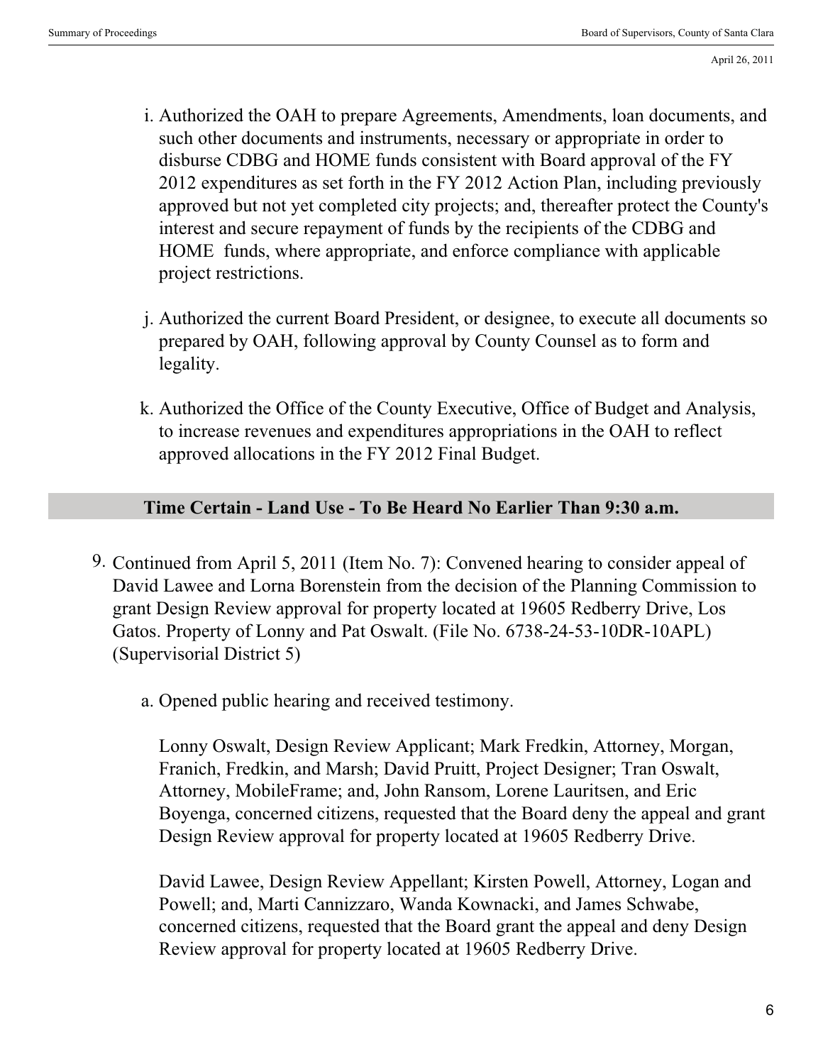i. Authorized the OAH to prepare Agreements, Amendments, loan documents, and such other documents and instruments, necessary or appropriate in order to disburse CDBG and HOME funds consistent with Board approval of the FY 2012 expenditures as set forth in the FY 2012 Action Plan, including previously approved but not yet completed city projects; and, thereafter protect the County's interest and secure repayment of funds by the recipients of the CDBG and HOME funds, where appropriate, and enforce compliance with applicable project restrictions.

j. Authorized the current Board President, or designee, to execute all documents so prepared by OAH, following approval by County Counsel as to form and legality.

k. Authorized the Office of the County Executive, Office of Budget and Analysis, to increase revenues and expenditures appropriations in the OAH to reflect approved allocations in the FY 2012 Final Budget.

## Time Certain - Land Use - To Be Heard No Earlier Than 9:30 a.m.

9. Continued from April 5, 2011 (Item No. 7): Convened hearing to consider appeal of David Lawee and Lorna Borenstein from the decision of the Planning Commission to grant Design Review approval for property located at 19605 Redberry Drive, Los Gatos. Property of Lonny and Pat Oswalt. (File No. 6738-24-53-10DR-10APL) (Supervisorial District 5)

   a. Opened public hearing and received testimony.

      Lonny Oswalt, Design Review Applicant; Mark Fredkin, Attorney, Morgan, Franich, Fredkin, and Marsh; David Pruitt, Project Designer; Tran Oswalt, Attorney, MobileFrame; and, John Ransom, Lorene Lauritsen, and Eric Boyenga, concerned citizens, requested that the Board deny the appeal and grant Design Review approval for property located at 19605 Redberry Drive.

      David Lawee, Design Review Appellant; Kirsten Powell, Attorney, Logan and Powell; and, Marti Cannizzaro, Wanda Kownacki, and James Schwabe, concerned citizens, requested that the Board grant the appeal and deny Design Review approval for property located at 19605 Redberry Drive.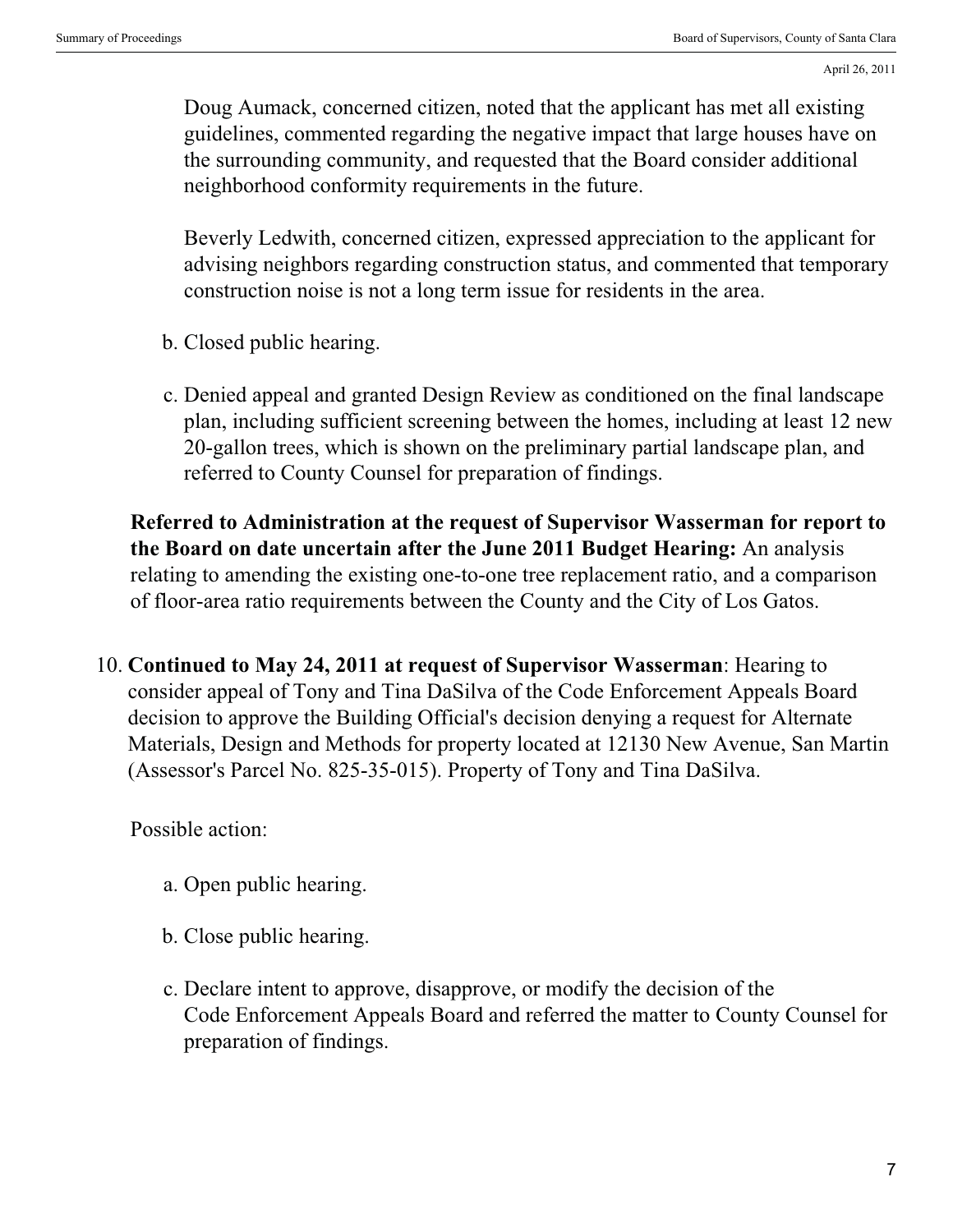Doug Aumack, concerned citizen, noted that the applicant has met all existing guidelines, commented regarding the negative impact that large houses have on the surrounding community, and requested that the Board consider additional neighborhood conformity requirements in the future.

Beverly Ledwith, concerned citizen, expressed appreciation to the applicant for advising neighbors regarding construction status, and commented that temporary construction noise is not a long term issue for residents in the area.

b. Closed public hearing.

c. Denied appeal and granted Design Review as conditioned on the final landscape plan, including sufficient screening between the homes, including at least 12 new 20-gallon trees, which is shown on the preliminary partial landscape plan, and referred to County Counsel for preparation of findings.

**Referred to Administration at the request of Supervisor Wasserman for report to the Board on date uncertain after the June 2011 Budget Hearing:** An analysis relating to amending the existing one-to-one tree replacement ratio, and a comparison of floor-area ratio requirements between the County and the City of Los Gatos.

10. **Continued to May 24, 2011 at request of Supervisor Wasserman**: Hearing to consider appeal of Tony and Tina DaSilva of the Code Enforcement Appeals Board decision to approve the Building Official's decision denying a request for Alternate Materials, Design and Methods for property located at 12130 New Avenue, San Martin (Assessor's Parcel No. 825-35-015). Property of Tony and Tina DaSilva.

    Possible action:

    a. Open public hearing.

    b. Close public hearing.

    c. Declare intent to approve, disapprove, or modify the decision of the Code Enforcement Appeals Board and referred the matter to County Counsel for preparation of findings.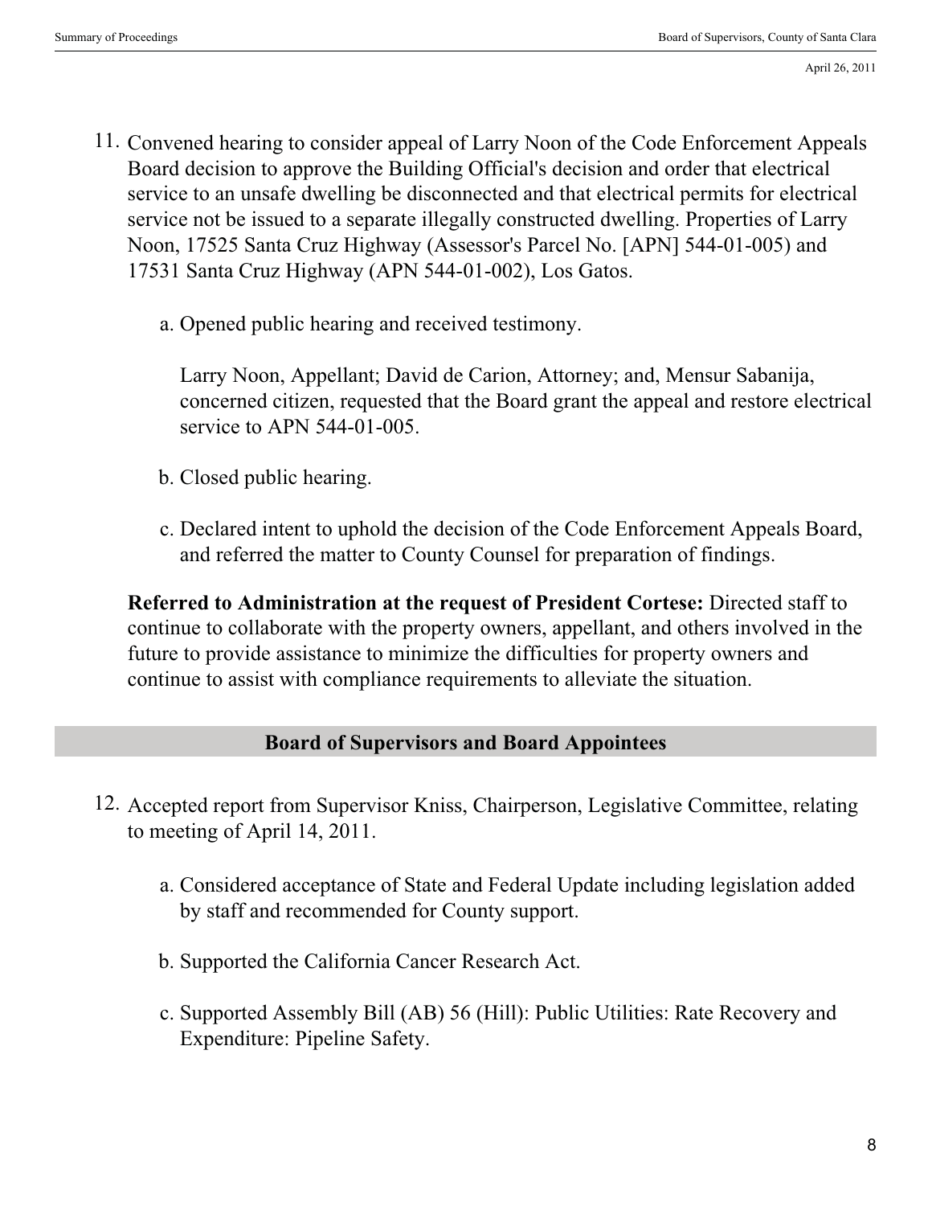11. Convened hearing to consider appeal of Larry Noon of the Code Enforcement Appeals Board decision to approve the Building Official's decision and order that electrical service to an unsafe dwelling be disconnected and that electrical permits for electrical service not be issued to a separate illegally constructed dwelling. Properties of Larry Noon, 17525 Santa Cruz Highway (Assessor's Parcel No. [APN] 544-01-005) and 17531 Santa Cruz Highway (APN 544-01-002), Los Gatos.

    a. Opened public hearing and received testimony.

       Larry Noon, Appellant; David de Carion, Attorney; and, Mensur Sabanija, concerned citizen, requested that the Board grant the appeal and restore electrical service to APN 544-01-005.

    b. Closed public hearing.

    c. Declared intent to uphold the decision of the Code Enforcement Appeals Board, and referred the matter to County Counsel for preparation of findings.

    **Referred to Administration at the request of President Cortese:** Directed staff to continue to collaborate with the property owners, appellant, and others involved in the future to provide assistance to minimize the difficulties for property owners and continue to assist with compliance requirements to alleviate the situation.

## Board of Supervisors and Board Appointees

12. Accepted report from Supervisor Kniss, Chairperson, Legislative Committee, relating to meeting of April 14, 2011.

    a. Considered acceptance of State and Federal Update including legislation added by staff and recommended for County support.

    b. Supported the California Cancer Research Act.

    c. Supported Assembly Bill (AB) 56 (Hill): Public Utilities: Rate Recovery and Expenditure: Pipeline Safety.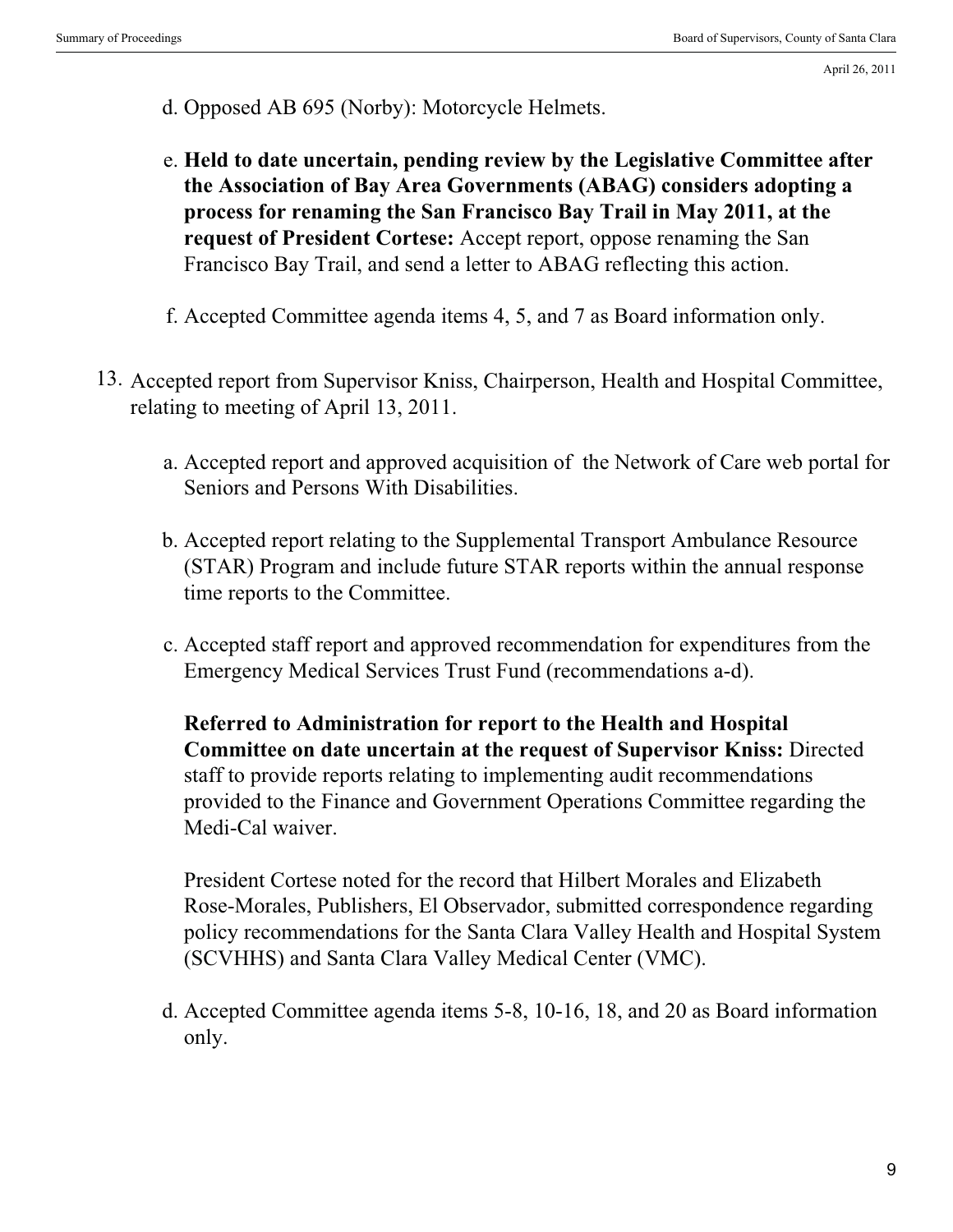d. Opposed AB 695 (Norby): Motorcycle Helmets.

e. **Held to date uncertain, pending review by the Legislative Committee after the Association of Bay Area Governments (ABAG) considers adopting a process for renaming the San Francisco Bay Trail in May 2011, at the request of President Cortese:** Accept report, oppose renaming the San Francisco Bay Trail, and send a letter to ABAG reflecting this action.

f. Accepted Committee agenda items 4, 5, and 7 as Board information only.

13. Accepted report from Supervisor Kniss, Chairperson, Health and Hospital Committee, relating to meeting of April 13, 2011.

    a. Accepted report and approved acquisition of the Network of Care web portal for Seniors and Persons With Disabilities.

    b. Accepted report relating to the Supplemental Transport Ambulance Resource (STAR) Program and include future STAR reports within the annual response time reports to the Committee.

    c. Accepted staff report and approved recommendation for expenditures from the Emergency Medical Services Trust Fund (recommendations a-d).

    **Referred to Administration for report to the Health and Hospital Committee on date uncertain at the request of Supervisor Kniss:** Directed staff to provide reports relating to implementing audit recommendations provided to the Finance and Government Operations Committee regarding the Medi-Cal waiver.

    President Cortese noted for the record that Hilbert Morales and Elizabeth Rose-Morales, Publishers, El Observador, submitted correspondence regarding policy recommendations for the Santa Clara Valley Health and Hospital System (SCVHHS) and Santa Clara Valley Medical Center (VMC).

    d. Accepted Committee agenda items 5-8, 10-16, 18, and 20 as Board information only.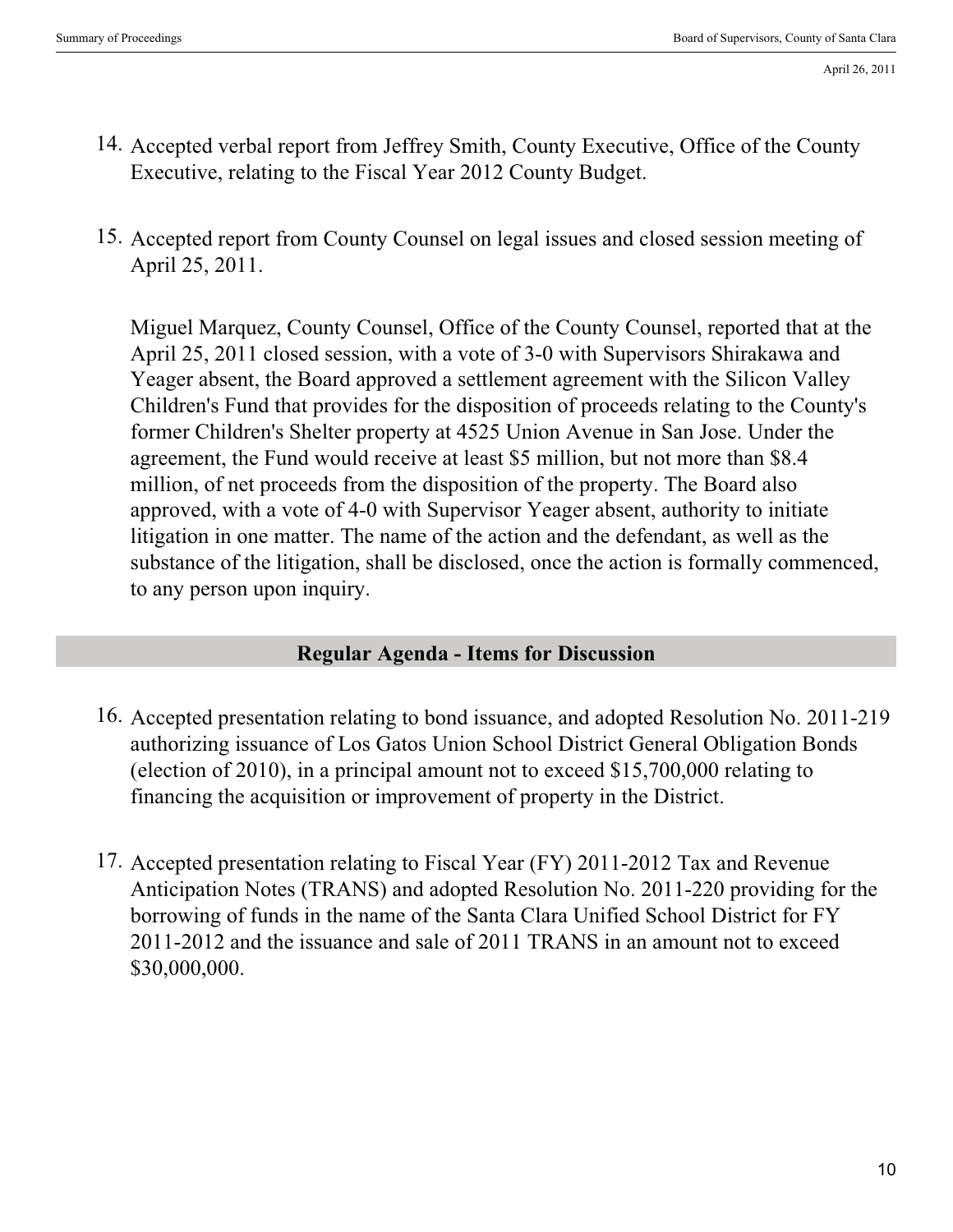14. Accepted verbal report from Jeffrey Smith, County Executive, Office of the County Executive, relating to the Fiscal Year 2012 County Budget.

15. Accepted report from County Counsel on legal issues and closed session meeting of April 25, 2011.

    Miguel Marquez, County Counsel, Office of the County Counsel, reported that at the April 25, 2011 closed session, with a vote of 3-0 with Supervisors Shirakawa and Yeager absent, the Board approved a settlement agreement with the Silicon Valley Children's Fund that provides for the disposition of proceeds relating to the County's former Children's Shelter property at 4525 Union Avenue in San Jose. Under the agreement, the Fund would receive at least $5 million, but not more than $8.4 million, of net proceeds from the disposition of the property. The Board also approved, with a vote of 4-0 with Supervisor Yeager absent, authority to initiate litigation in one matter. The name of the action and the defendant, as well as the substance of the litigation, shall be disclosed, once the action is formally commenced, to any person upon inquiry.

## Regular Agenda - Items for Discussion

16. Accepted presentation relating to bond issuance, and adopted Resolution No. 2011-219 authorizing issuance of Los Gatos Union School District General Obligation Bonds (election of 2010), in a principal amount not to exceed $15,700,000 relating to financing the acquisition or improvement of property in the District.

17. Accepted presentation relating to Fiscal Year (FY) 2011-2012 Tax and Revenue Anticipation Notes (TRANS) and adopted Resolution No. 2011-220 providing for the borrowing of funds in the name of the Santa Clara Unified School District for FY 2011-2012 and the issuance and sale of 2011 TRANS in an amount not to exceed $30,000,000.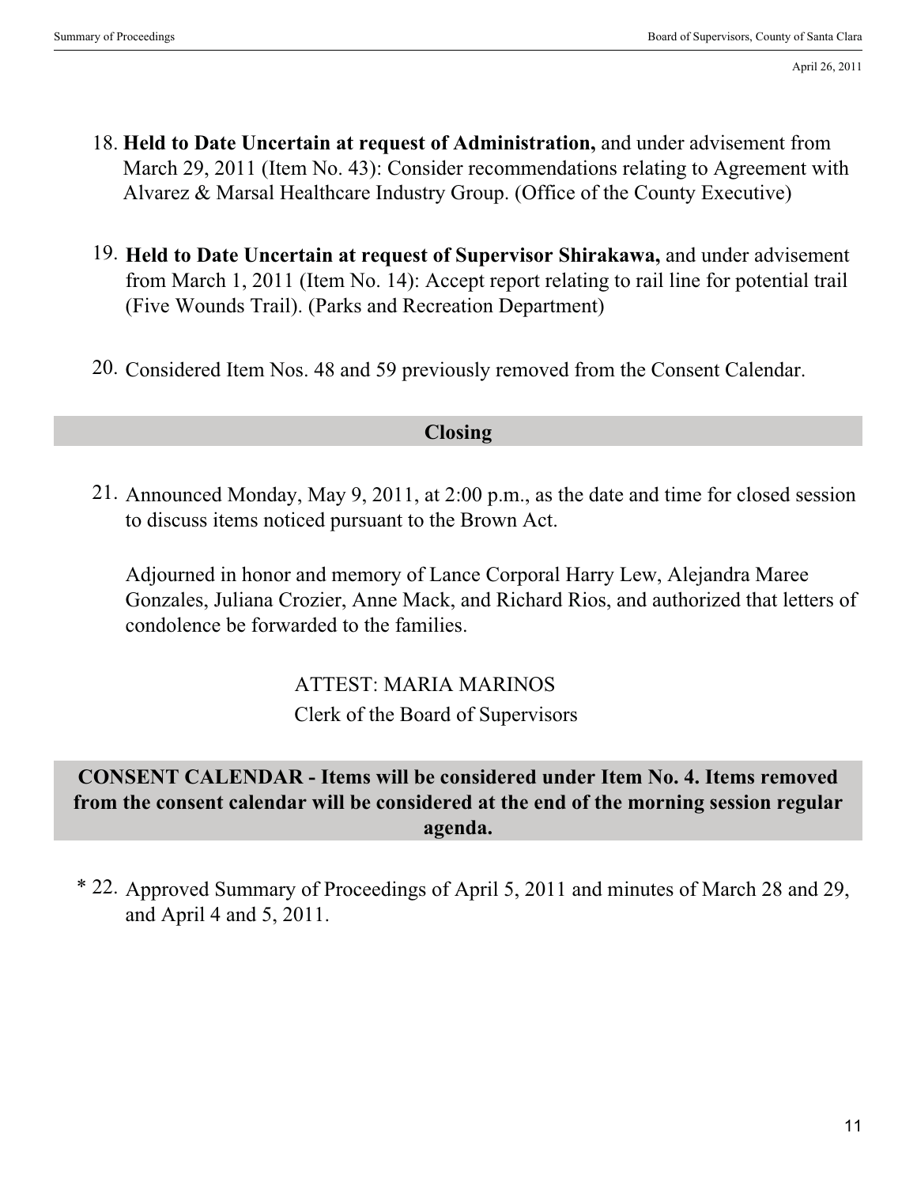18. **Held to Date Uncertain at request of Administration,** and under advisement from March 29, 2011 (Item No. 43): Consider recommendations relating to Agreement with Alvarez & Marsal Healthcare Industry Group. (Office of the County Executive)

19. **Held to Date Uncertain at request of Supervisor Shirakawa,** and under advisement from March 1, 2011 (Item No. 14): Accept report relating to rail line for potential trail (Five Wounds Trail). (Parks and Recreation Department)

20. Considered Item Nos. 48 and 59 previously removed from the Consent Calendar.

## Closing

21. Announced Monday, May 9, 2011, at 2:00 p.m., as the date and time for closed session to discuss items noticed pursuant to the Brown Act.

    Adjourned in honor and memory of Lance Corporal Harry Lew, Alejandra Maree Gonzales, Juliana Crozier, Anne Mack, and Richard Rios, and authorized that letters of condolence be forwarded to the families.

ATTEST: MARIA MARINOS
Clerk of the Board of Supervisors

## CONSENT CALENDAR - Items will be considered under Item No. 4. Items removed from the consent calendar will be considered at the end of the morning session regular agenda.

\* 22. Approved Summary of Proceedings of April 5, 2011 and minutes of March 28 and 29, and April 4 and 5, 2011.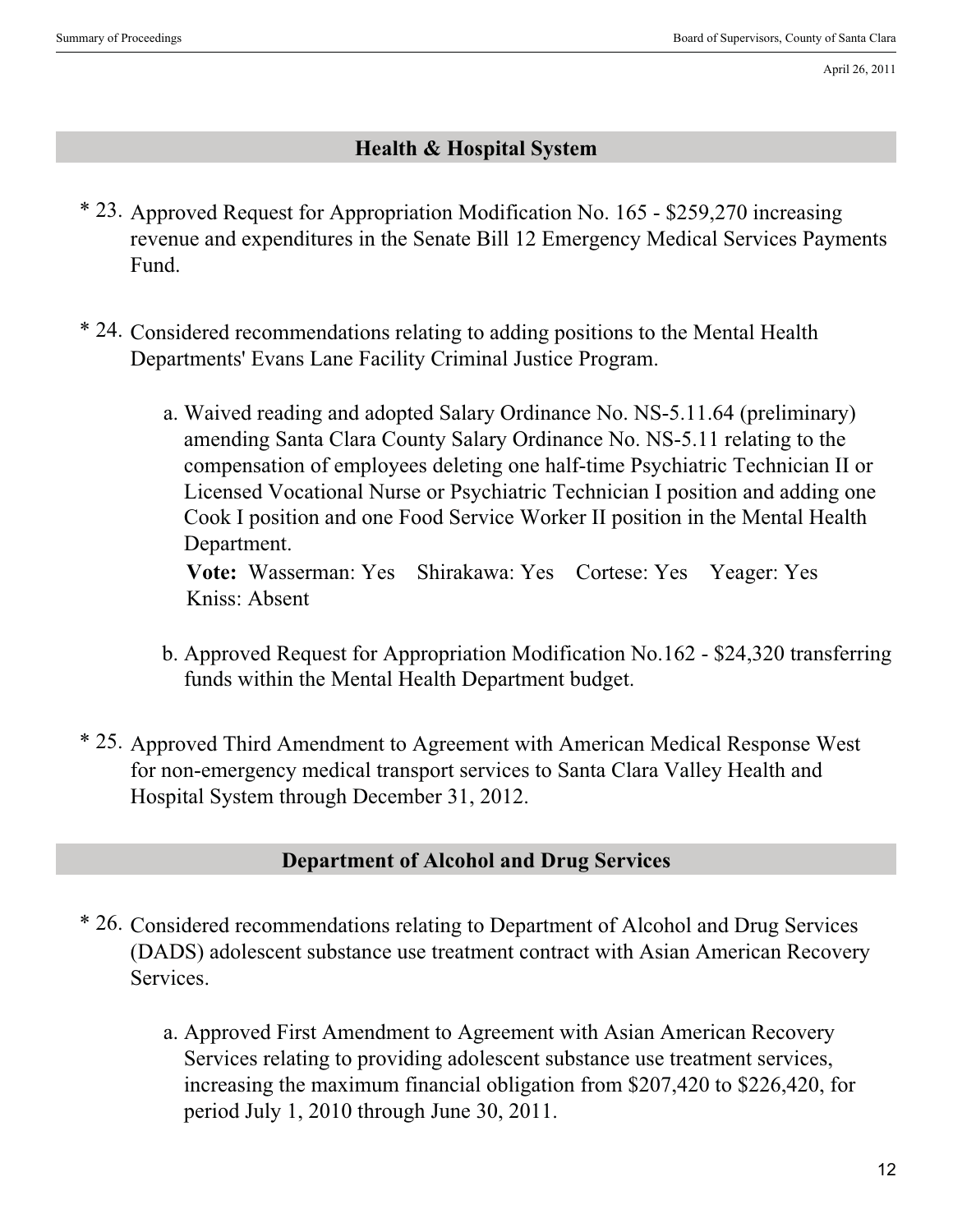## Health & Hospital System

\* 23. Approved Request for Appropriation Modification No. 165 - $259,270 increasing revenue and expenditures in the Senate Bill 12 Emergency Medical Services Payments Fund.

\* 24. Considered recommendations relating to adding positions to the Mental Health Departments' Evans Lane Facility Criminal Justice Program.

   a. Waived reading and adopted Salary Ordinance No. NS-5.11.64 (preliminary) amending Santa Clara County Salary Ordinance No. NS-5.11 relating to the compensation of employees deleting one half-time Psychiatric Technician II or Licensed Vocational Nurse or Psychiatric Technician I position and adding one Cook I position and one Food Service Worker II position in the Mental Health Department.
   **Vote:** Wasserman: Yes Shirakawa: Yes Cortese: Yes Yeager: Yes Kniss: Absent

   b. Approved Request for Appropriation Modification No.162 - $24,320 transferring funds within the Mental Health Department budget.

\* 25. Approved Third Amendment to Agreement with American Medical Response West for non-emergency medical transport services to Santa Clara Valley Health and Hospital System through December 31, 2012.

## Department of Alcohol and Drug Services

\* 26. Considered recommendations relating to Department of Alcohol and Drug Services (DADS) adolescent substance use treatment contract with Asian American Recovery Services.

   a. Approved First Amendment to Agreement with Asian American Recovery Services relating to providing adolescent substance use treatment services, increasing the maximum financial obligation from $207,420 to $226,420, for period July 1, 2010 through June 30, 2011.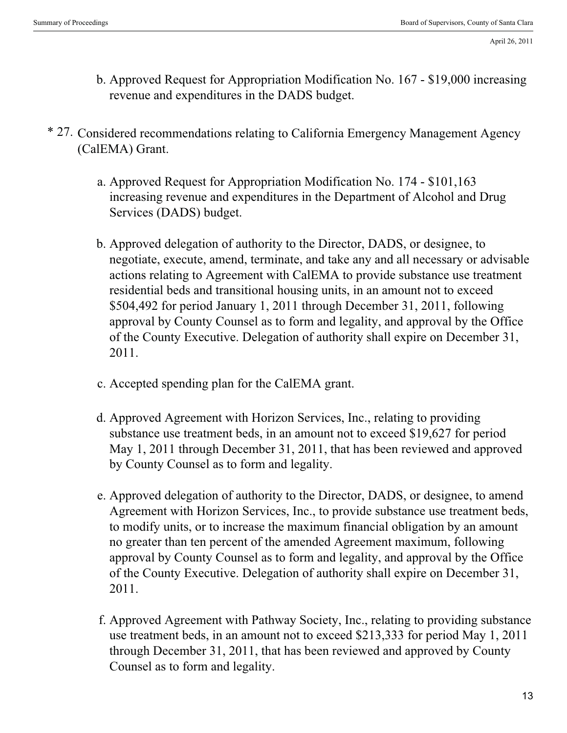b. Approved Request for Appropriation Modification No. 167 - $19,000 increasing revenue and expenditures in the DADS budget.

* 27. Considered recommendations relating to California Emergency Management Agency (CalEMA) Grant.

    a. Approved Request for Appropriation Modification No. 174 - $101,163 increasing revenue and expenditures in the Department of Alcohol and Drug Services (DADS) budget.

    b. Approved delegation of authority to the Director, DADS, or designee, to negotiate, execute, amend, terminate, and take any and all necessary or advisable actions relating to Agreement with CalEMA to provide substance use treatment residential beds and transitional housing units, in an amount not to exceed $504,492 for period January 1, 2011 through December 31, 2011, following approval by County Counsel as to form and legality, and approval by the Office of the County Executive. Delegation of authority shall expire on December 31, 2011.

    c. Accepted spending plan for the CalEMA grant.

    d. Approved Agreement with Horizon Services, Inc., relating to providing substance use treatment beds, in an amount not to exceed $19,627 for period May 1, 2011 through December 31, 2011, that has been reviewed and approved by County Counsel as to form and legality.

    e. Approved delegation of authority to the Director, DADS, or designee, to amend Agreement with Horizon Services, Inc., to provide substance use treatment beds, to modify units, or to increase the maximum financial obligation by an amount no greater than ten percent of the amended Agreement maximum, following approval by County Counsel as to form and legality, and approval by the Office of the County Executive. Delegation of authority shall expire on December 31, 2011.

    f. Approved Agreement with Pathway Society, Inc., relating to providing substance use treatment beds, in an amount not to exceed $213,333 for period May 1, 2011 through December 31, 2011, that has been reviewed and approved by County Counsel as to form and legality.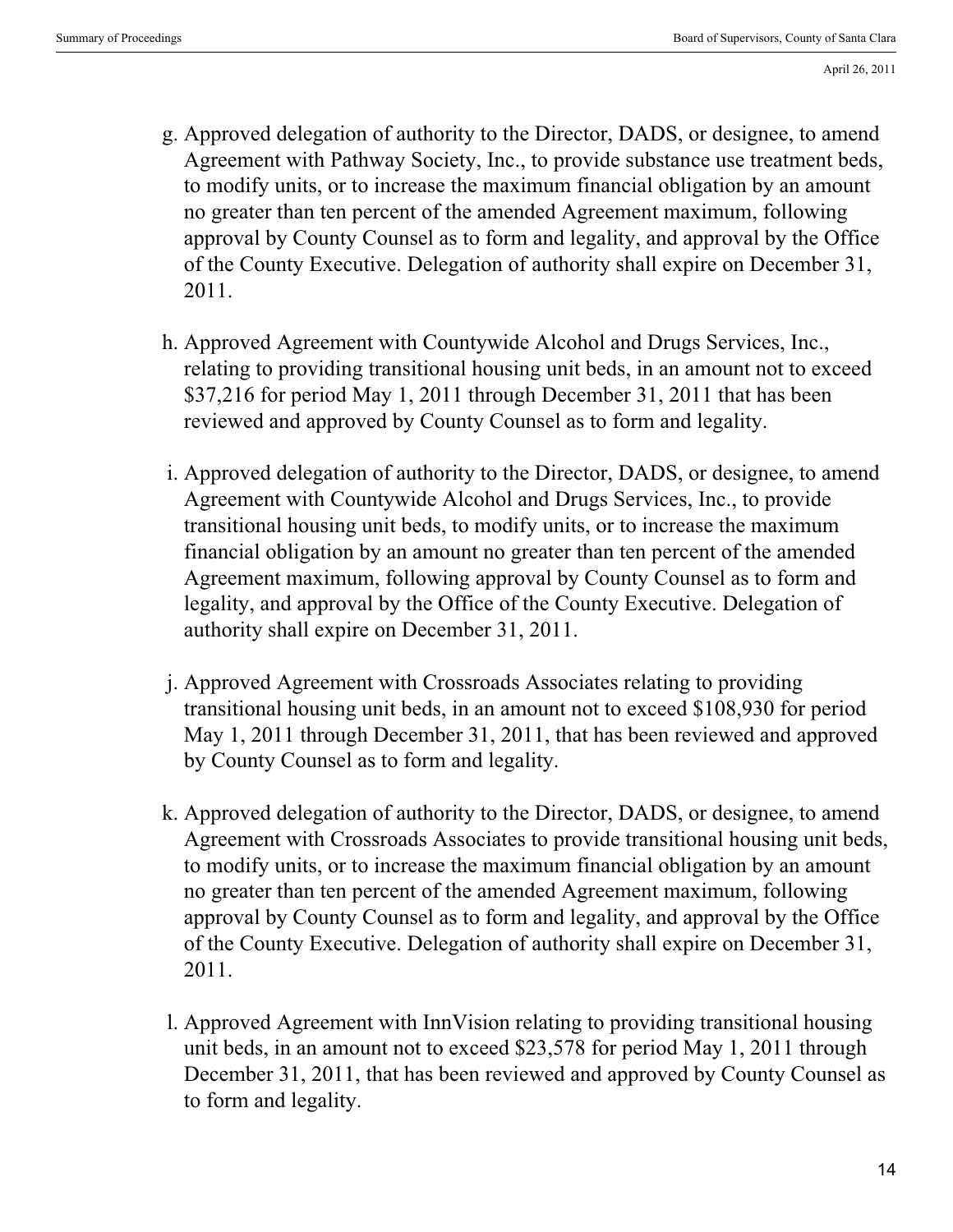g. Approved delegation of authority to the Director, DADS, or designee, to amend Agreement with Pathway Society, Inc., to provide substance use treatment beds, to modify units, or to increase the maximum financial obligation by an amount no greater than ten percent of the amended Agreement maximum, following approval by County Counsel as to form and legality, and approval by the Office of the County Executive. Delegation of authority shall expire on December 31, 2011.

h. Approved Agreement with Countywide Alcohol and Drugs Services, Inc., relating to providing transitional housing unit beds, in an amount not to exceed $37,216 for period May 1, 2011 through December 31, 2011 that has been reviewed and approved by County Counsel as to form and legality.

i. Approved delegation of authority to the Director, DADS, or designee, to amend Agreement with Countywide Alcohol and Drugs Services, Inc., to provide transitional housing unit beds, to modify units, or to increase the maximum financial obligation by an amount no greater than ten percent of the amended Agreement maximum, following approval by County Counsel as to form and legality, and approval by the Office of the County Executive. Delegation of authority shall expire on December 31, 2011.

j. Approved Agreement with Crossroads Associates relating to providing transitional housing unit beds, in an amount not to exceed $108,930 for period May 1, 2011 through December 31, 2011, that has been reviewed and approved by County Counsel as to form and legality.

k. Approved delegation of authority to the Director, DADS, or designee, to amend Agreement with Crossroads Associates to provide transitional housing unit beds, to modify units, or to increase the maximum financial obligation by an amount no greater than ten percent of the amended Agreement maximum, following approval by County Counsel as to form and legality, and approval by the Office of the County Executive. Delegation of authority shall expire on December 31, 2011.

l. Approved Agreement with InnVision relating to providing transitional housing unit beds, in an amount not to exceed $23,578 for period May 1, 2011 through December 31, 2011, that has been reviewed and approved by County Counsel as to form and legality.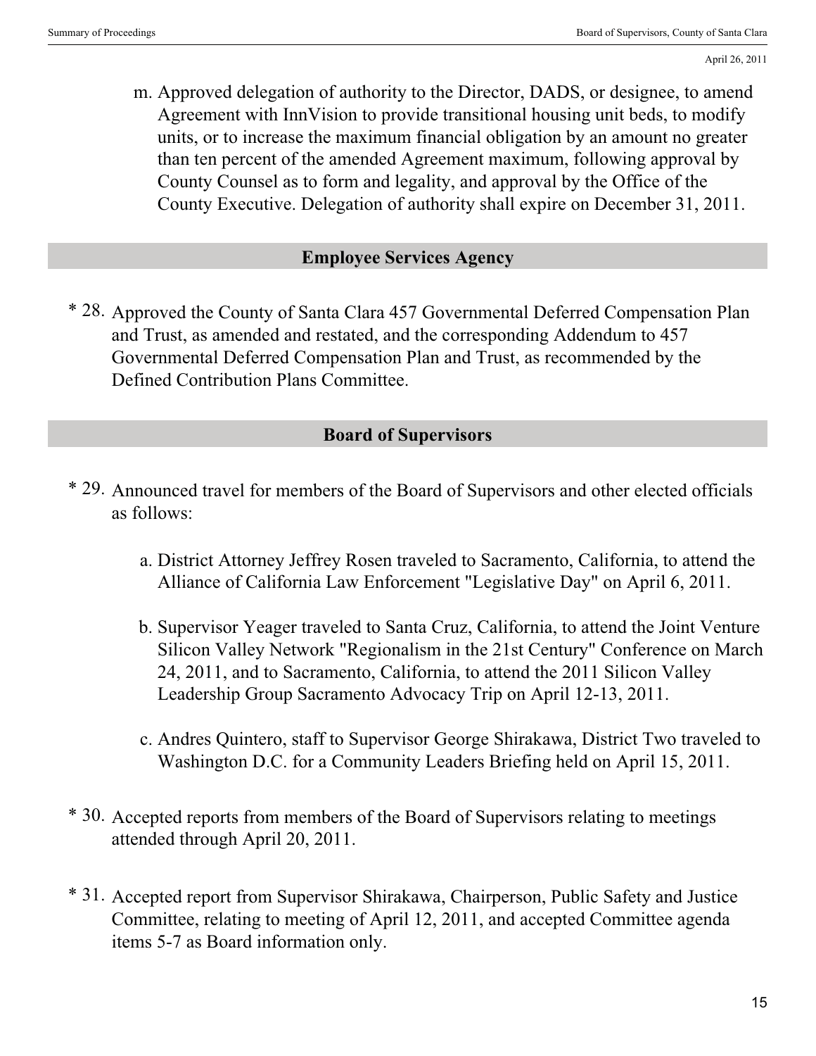m. Approved delegation of authority to the Director, DADS, or designee, to amend Agreement with InnVision to provide transitional housing unit beds, to modify units, or to increase the maximum financial obligation by an amount no greater than ten percent of the amended Agreement maximum, following approval by County Counsel as to form and legality, and approval by the Office of the County Executive. Delegation of authority shall expire on December 31, 2011.

## Employee Services Agency

* 28. Approved the County of Santa Clara 457 Governmental Deferred Compensation Plan and Trust, as amended and restated, and the corresponding Addendum to 457 Governmental Deferred Compensation Plan and Trust, as recommended by the Defined Contribution Plans Committee.

## Board of Supervisors

* 29. Announced travel for members of the Board of Supervisors and other elected officials as follows:

  a. District Attorney Jeffrey Rosen traveled to Sacramento, California, to attend the Alliance of California Law Enforcement "Legislative Day" on April 6, 2011.

  b. Supervisor Yeager traveled to Santa Cruz, California, to attend the Joint Venture Silicon Valley Network "Regionalism in the 21st Century" Conference on March 24, 2011, and to Sacramento, California, to attend the 2011 Silicon Valley Leadership Group Sacramento Advocacy Trip on April 12-13, 2011.

  c. Andres Quintero, staff to Supervisor George Shirakawa, District Two traveled to Washington D.C. for a Community Leaders Briefing held on April 15, 2011.

* 30. Accepted reports from members of the Board of Supervisors relating to meetings attended through April 20, 2011.

* 31. Accepted report from Supervisor Shirakawa, Chairperson, Public Safety and Justice Committee, relating to meeting of April 12, 2011, and accepted Committee agenda items 5-7 as Board information only.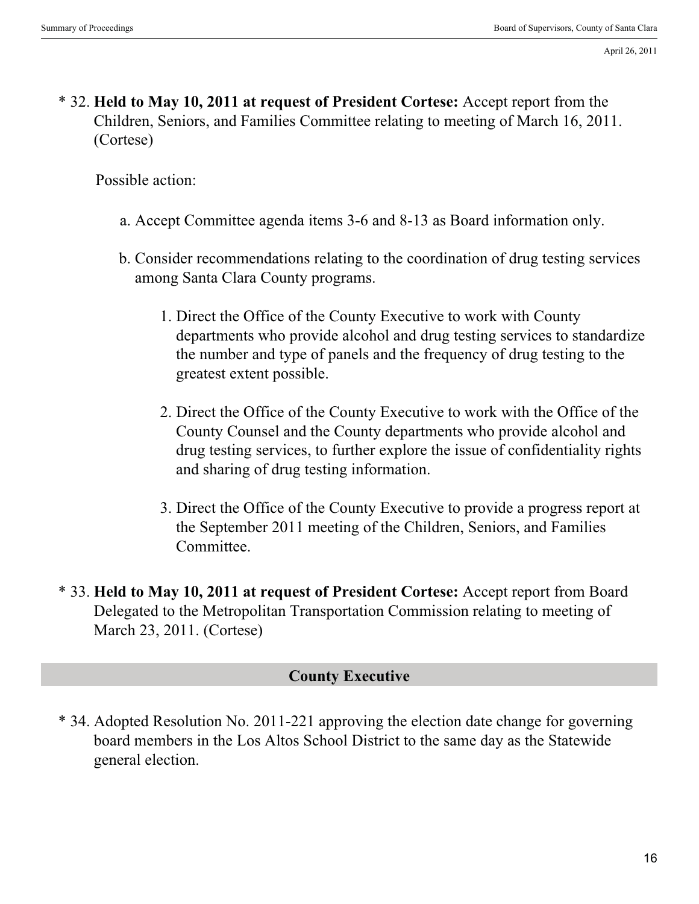\* 32. **Held to May 10, 2011 at request of President Cortese:** Accept report from the Children, Seniors, and Families Committee relating to meeting of March 16, 2011. (Cortese)

Possible action:

a. Accept Committee agenda items 3-6 and 8-13 as Board information only.

b. Consider recommendations relating to the coordination of drug testing services among Santa Clara County programs.

1. Direct the Office of the County Executive to work with County departments who provide alcohol and drug testing services to standardize the number and type of panels and the frequency of drug testing to the greatest extent possible.

2. Direct the Office of the County Executive to work with the Office of the County Counsel and the County departments who provide alcohol and drug testing services, to further explore the issue of confidentiality rights and sharing of drug testing information.

3. Direct the Office of the County Executive to provide a progress report at the September 2011 meeting of the Children, Seniors, and Families Committee.

\* 33. **Held to May 10, 2011 at request of President Cortese:** Accept report from Board Delegated to the Metropolitan Transportation Commission relating to meeting of March 23, 2011. (Cortese)

## County Executive

\* 34. Adopted Resolution No. 2011-221 approving the election date change for governing board members in the Los Altos School District to the same day as the Statewide general election.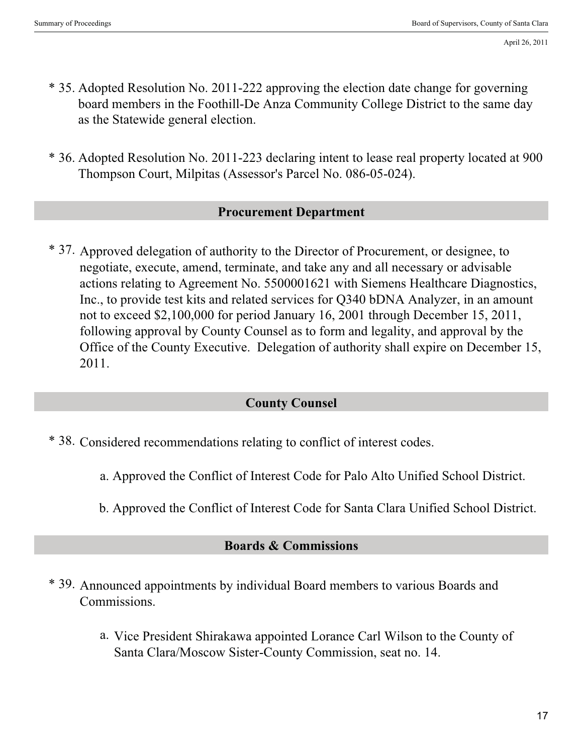\* 35. Adopted Resolution No. 2011-222 approving the election date change for governing board members in the Foothill-De Anza Community College District to the same day as the Statewide general election.

\* 36. Adopted Resolution No. 2011-223 declaring intent to lease real property located at 900 Thompson Court, Milpitas (Assessor's Parcel No. 086-05-024).

## Procurement Department

\* 37. Approved delegation of authority to the Director of Procurement, or designee, to negotiate, execute, amend, terminate, and take any and all necessary or advisable actions relating to Agreement No. 5500001621 with Siemens Healthcare Diagnostics, Inc., to provide test kits and related services for Q340 bDNA Analyzer, in an amount not to exceed $2,100,000 for period January 16, 2001 through December 15, 2011, following approval by County Counsel as to form and legality, and approval by the Office of the County Executive. Delegation of authority shall expire on December 15, 2011.

## County Counsel

\* 38. Considered recommendations relating to conflict of interest codes.

a. Approved the Conflict of Interest Code for Palo Alto Unified School District.

b. Approved the Conflict of Interest Code for Santa Clara Unified School District.

## Boards & Commissions

\* 39. Announced appointments by individual Board members to various Boards and Commissions.

a. Vice President Shirakawa appointed Lorance Carl Wilson to the County of Santa Clara/Moscow Sister-County Commission, seat no. 14.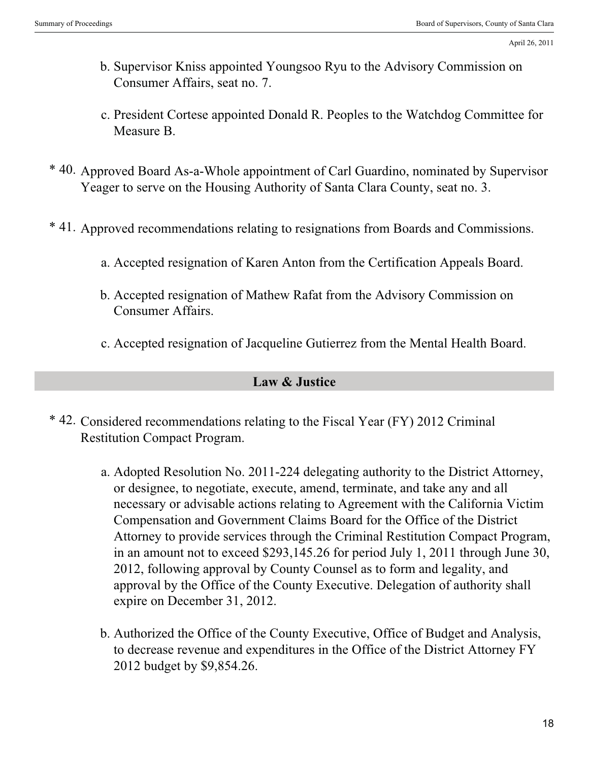b. Supervisor Kniss appointed Youngsoo Ryu to the Advisory Commission on Consumer Affairs, seat no. 7.

c. President Cortese appointed Donald R. Peoples to the Watchdog Committee for Measure B.

* 40. Approved Board As-a-Whole appointment of Carl Guardino, nominated by Supervisor Yeager to serve on the Housing Authority of Santa Clara County, seat no. 3.

* 41. Approved recommendations relating to resignations from Boards and Commissions.

a. Accepted resignation of Karen Anton from the Certification Appeals Board.

b. Accepted resignation of Mathew Rafat from the Advisory Commission on Consumer Affairs.

c. Accepted resignation of Jacqueline Gutierrez from the Mental Health Board.

## Law & Justice

* 42. Considered recommendations relating to the Fiscal Year (FY) 2012 Criminal Restitution Compact Program.

a. Adopted Resolution No. 2011-224 delegating authority to the District Attorney, or designee, to negotiate, execute, amend, terminate, and take any and all necessary or advisable actions relating to Agreement with the California Victim Compensation and Government Claims Board for the Office of the District Attorney to provide services through the Criminal Restitution Compact Program, in an amount not to exceed $293,145.26 for period July 1, 2011 through June 30, 2012, following approval by County Counsel as to form and legality, and approval by the Office of the County Executive. Delegation of authority shall expire on December 31, 2012.

b. Authorized the Office of the County Executive, Office of Budget and Analysis, to decrease revenue and expenditures in the Office of the District Attorney FY 2012 budget by $9,854.26.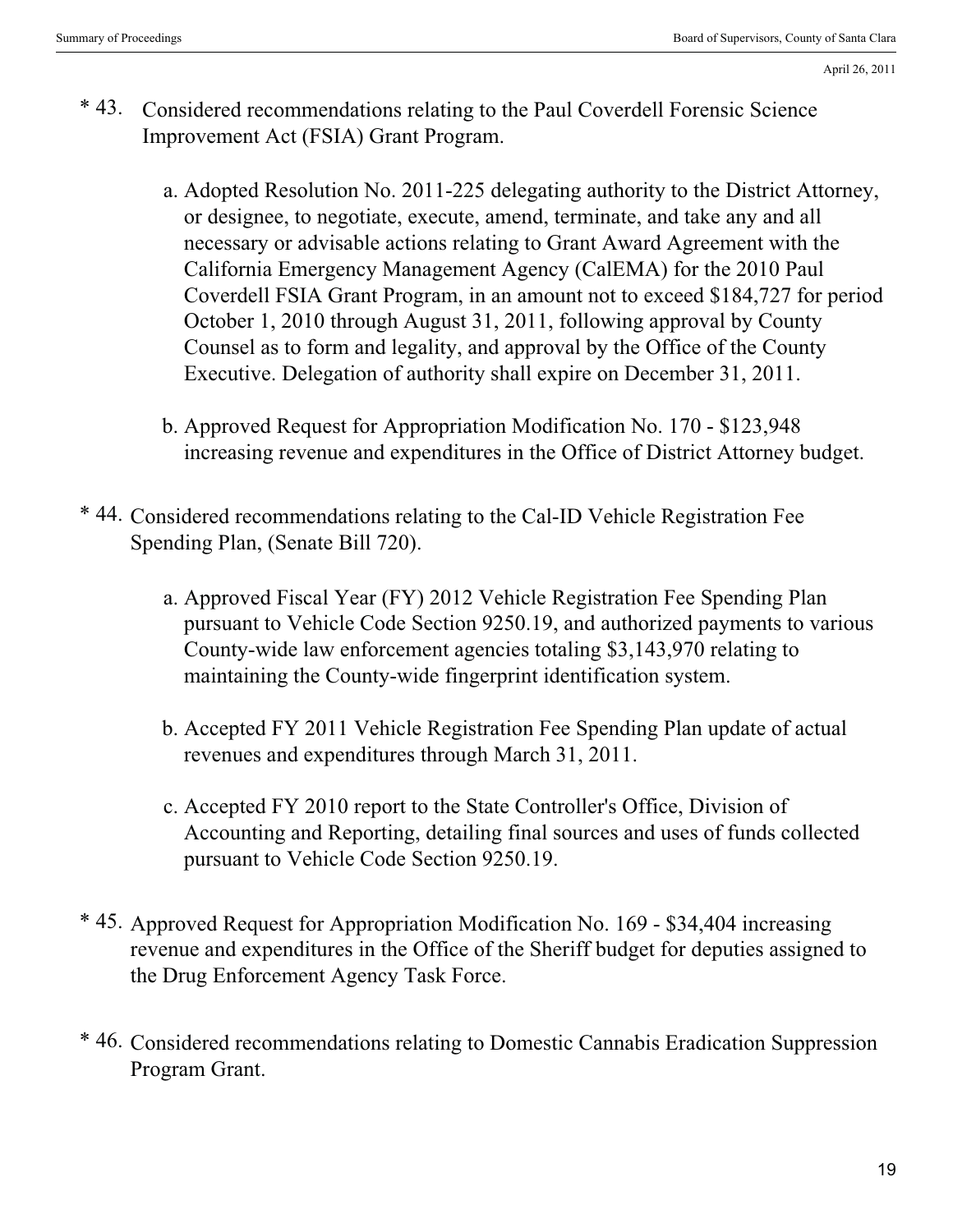April 26, 2011

\* 43. Considered recommendations relating to the Paul Coverdell Forensic Science Improvement Act (FSIA) Grant Program.

   a. Adopted Resolution No. 2011-225 delegating authority to the District Attorney, or designee, to negotiate, execute, amend, terminate, and take any and all necessary or advisable actions relating to Grant Award Agreement with the California Emergency Management Agency (CalEMA) for the 2010 Paul Coverdell FSIA Grant Program, in an amount not to exceed $184,727 for period October 1, 2010 through August 31, 2011, following approval by County Counsel as to form and legality, and approval by the Office of the County Executive. Delegation of authority shall expire on December 31, 2011.

   b. Approved Request for Appropriation Modification No. 170 - $123,948 increasing revenue and expenditures in the Office of District Attorney budget.

\* 44. Considered recommendations relating to the Cal-ID Vehicle Registration Fee Spending Plan, (Senate Bill 720).

   a. Approved Fiscal Year (FY) 2012 Vehicle Registration Fee Spending Plan pursuant to Vehicle Code Section 9250.19, and authorized payments to various County-wide law enforcement agencies totaling $3,143,970 relating to maintaining the County-wide fingerprint identification system.

   b. Accepted FY 2011 Vehicle Registration Fee Spending Plan update of actual revenues and expenditures through March 31, 2011.

   c. Accepted FY 2010 report to the State Controller's Office, Division of Accounting and Reporting, detailing final sources and uses of funds collected pursuant to Vehicle Code Section 9250.19.

\* 45. Approved Request for Appropriation Modification No. 169 - $34,404 increasing revenue and expenditures in the Office of the Sheriff budget for deputies assigned to the Drug Enforcement Agency Task Force.

\* 46. Considered recommendations relating to Domestic Cannabis Eradication Suppression Program Grant.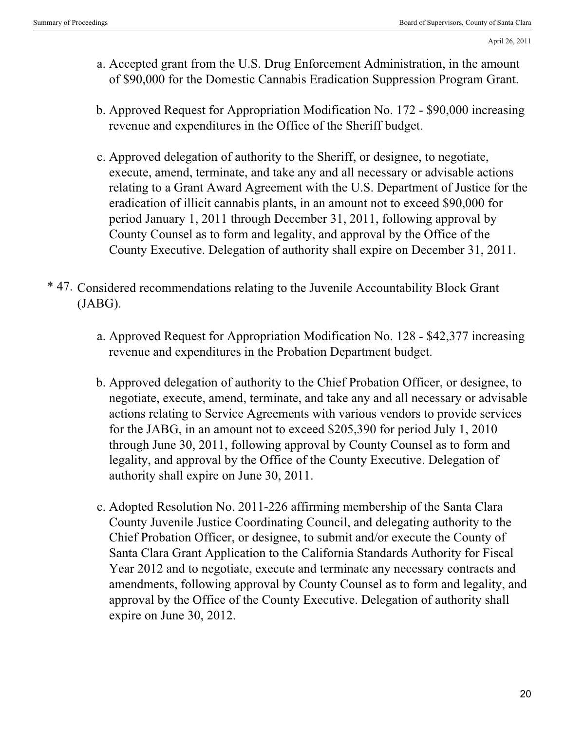a. Accepted grant from the U.S. Drug Enforcement Administration, in the amount of $90,000 for the Domestic Cannabis Eradication Suppression Program Grant.

b. Approved Request for Appropriation Modification No. 172 - $90,000 increasing revenue and expenditures in the Office of the Sheriff budget.

c. Approved delegation of authority to the Sheriff, or designee, to negotiate, execute, amend, terminate, and take any and all necessary or advisable actions relating to a Grant Award Agreement with the U.S. Department of Justice for the eradication of illicit cannabis plants, in an amount not to exceed $90,000 for period January 1, 2011 through December 31, 2011, following approval by County Counsel as to form and legality, and approval by the Office of the County Executive. Delegation of authority shall expire on December 31, 2011.

\* 47. Considered recommendations relating to the Juvenile Accountability Block Grant (JABG).

a. Approved Request for Appropriation Modification No. 128 - $42,377 increasing revenue and expenditures in the Probation Department budget.

b. Approved delegation of authority to the Chief Probation Officer, or designee, to negotiate, execute, amend, terminate, and take any and all necessary or advisable actions relating to Service Agreements with various vendors to provide services for the JABG, in an amount not to exceed $205,390 for period July 1, 2010 through June 30, 2011, following approval by County Counsel as to form and legality, and approval by the Office of the County Executive. Delegation of authority shall expire on June 30, 2011.

c. Adopted Resolution No. 2011-226 affirming membership of the Santa Clara County Juvenile Justice Coordinating Council, and delegating authority to the Chief Probation Officer, or designee, to submit and/or execute the County of Santa Clara Grant Application to the California Standards Authority for Fiscal Year 2012 and to negotiate, execute and terminate any necessary contracts and amendments, following approval by County Counsel as to form and legality, and approval by the Office of the County Executive. Delegation of authority shall expire on June 30, 2012.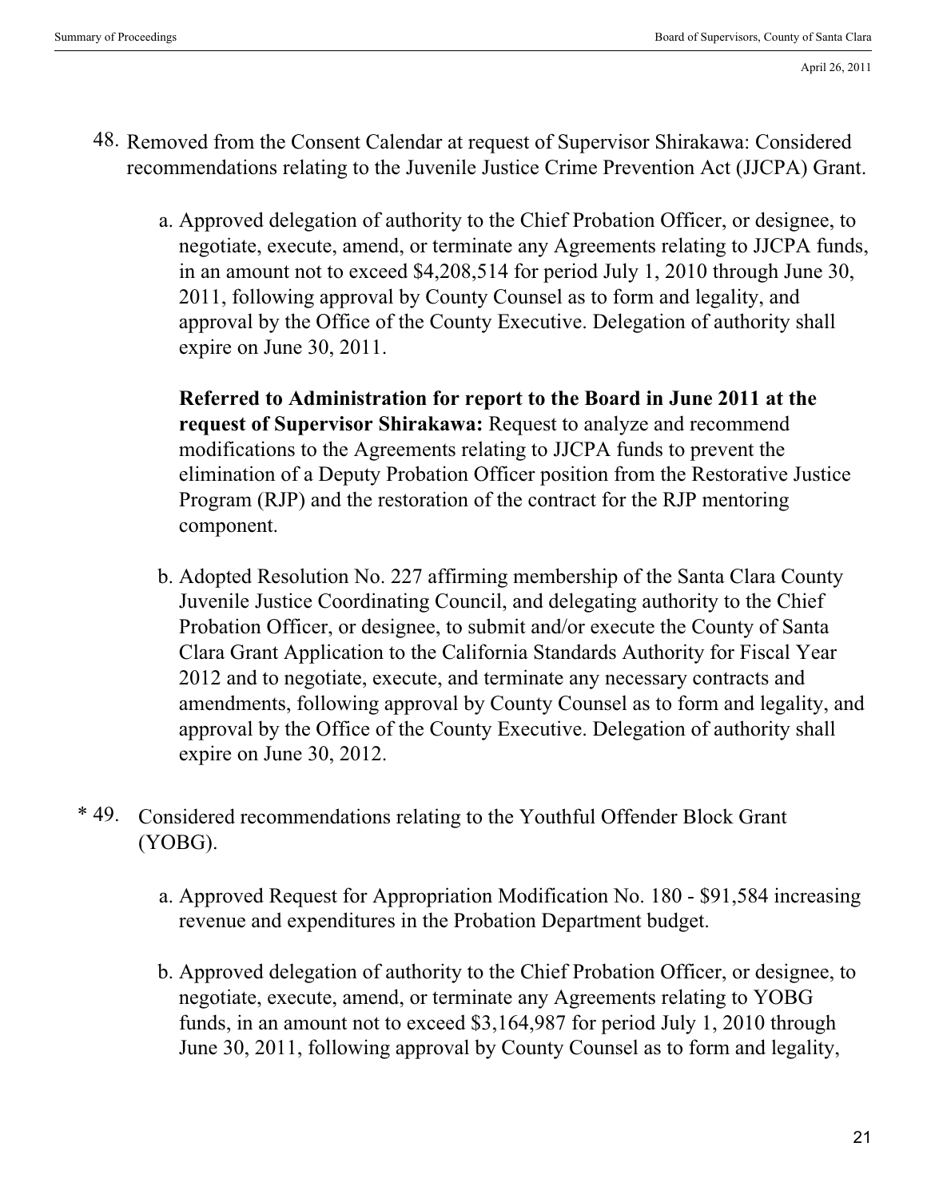48. Removed from the Consent Calendar at request of Supervisor Shirakawa: Considered recommendations relating to the Juvenile Justice Crime Prevention Act (JJCPA) Grant.

   a. Approved delegation of authority to the Chief Probation Officer, or designee, to negotiate, execute, amend, or terminate any Agreements relating to JJCPA funds, in an amount not to exceed $4,208,514 for period July 1, 2010 through June 30, 2011, following approval by County Counsel as to form and legality, and approval by the Office of the County Executive. Delegation of authority shall expire on June 30, 2011.

      **Referred to Administration for report to the Board in June 2011 at the request of Supervisor Shirakawa:** Request to analyze and recommend modifications to the Agreements relating to JJCPA funds to prevent the elimination of a Deputy Probation Officer position from the Restorative Justice Program (RJP) and the restoration of the contract for the RJP mentoring component.

   b. Adopted Resolution No. 227 affirming membership of the Santa Clara County Juvenile Justice Coordinating Council, and delegating authority to the Chief Probation Officer, or designee, to submit and/or execute the County of Santa Clara Grant Application to the California Standards Authority for Fiscal Year 2012 and to negotiate, execute, and terminate any necessary contracts and amendments, following approval by County Counsel as to form and legality, and approval by the Office of the County Executive. Delegation of authority shall expire on June 30, 2012.

\* 49. Considered recommendations relating to the Youthful Offender Block Grant (YOBG).

   a. Approved Request for Appropriation Modification No. 180 - $91,584 increasing revenue and expenditures in the Probation Department budget.

   b. Approved delegation of authority to the Chief Probation Officer, or designee, to negotiate, execute, amend, or terminate any Agreements relating to YOBG funds, in an amount not to exceed $3,164,987 for period July 1, 2010 through June 30, 2011, following approval by County Counsel as to form and legality,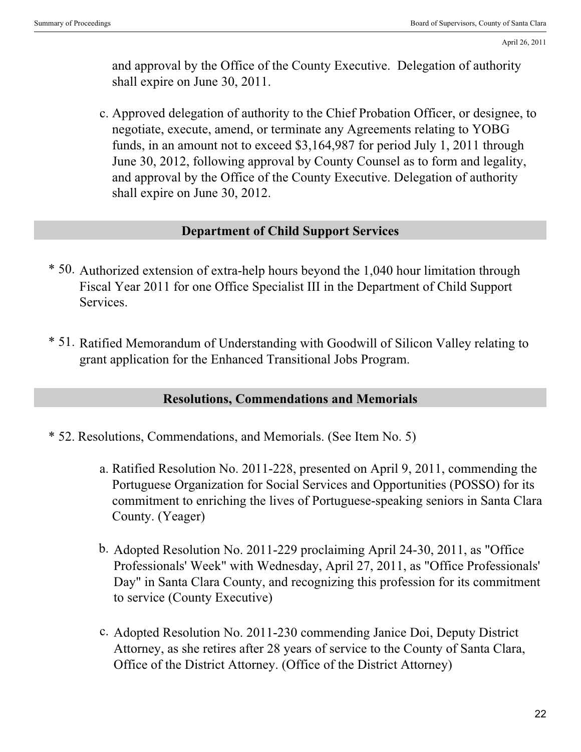and approval by the Office of the County Executive. Delegation of authority shall expire on June 30, 2011.

c. Approved delegation of authority to the Chief Probation Officer, or designee, to negotiate, execute, amend, or terminate any Agreements relating to YOBG funds, in an amount not to exceed $3,164,987 for period July 1, 2011 through June 30, 2012, following approval by County Counsel as to form and legality, and approval by the Office of the County Executive. Delegation of authority shall expire on June 30, 2012.

## Department of Child Support Services

\* 50. Authorized extension of extra-help hours beyond the 1,040 hour limitation through Fiscal Year 2011 for one Office Specialist III in the Department of Child Support Services.

\* 51. Ratified Memorandum of Understanding with Goodwill of Silicon Valley relating to grant application for the Enhanced Transitional Jobs Program.

## Resolutions, Commendations and Memorials

\* 52. Resolutions, Commendations, and Memorials. (See Item No. 5)

a. Ratified Resolution No. 2011-228, presented on April 9, 2011, commending the Portuguese Organization for Social Services and Opportunities (POSSO) for its commitment to enriching the lives of Portuguese-speaking seniors in Santa Clara County. (Yeager)

b. Adopted Resolution No. 2011-229 proclaiming April 24-30, 2011, as "Office Professionals' Week" with Wednesday, April 27, 2011, as "Office Professionals' Day" in Santa Clara County, and recognizing this profession for its commitment to service (County Executive)

c. Adopted Resolution No. 2011-230 commending Janice Doi, Deputy District Attorney, as she retires after 28 years of service to the County of Santa Clara, Office of the District Attorney. (Office of the District Attorney)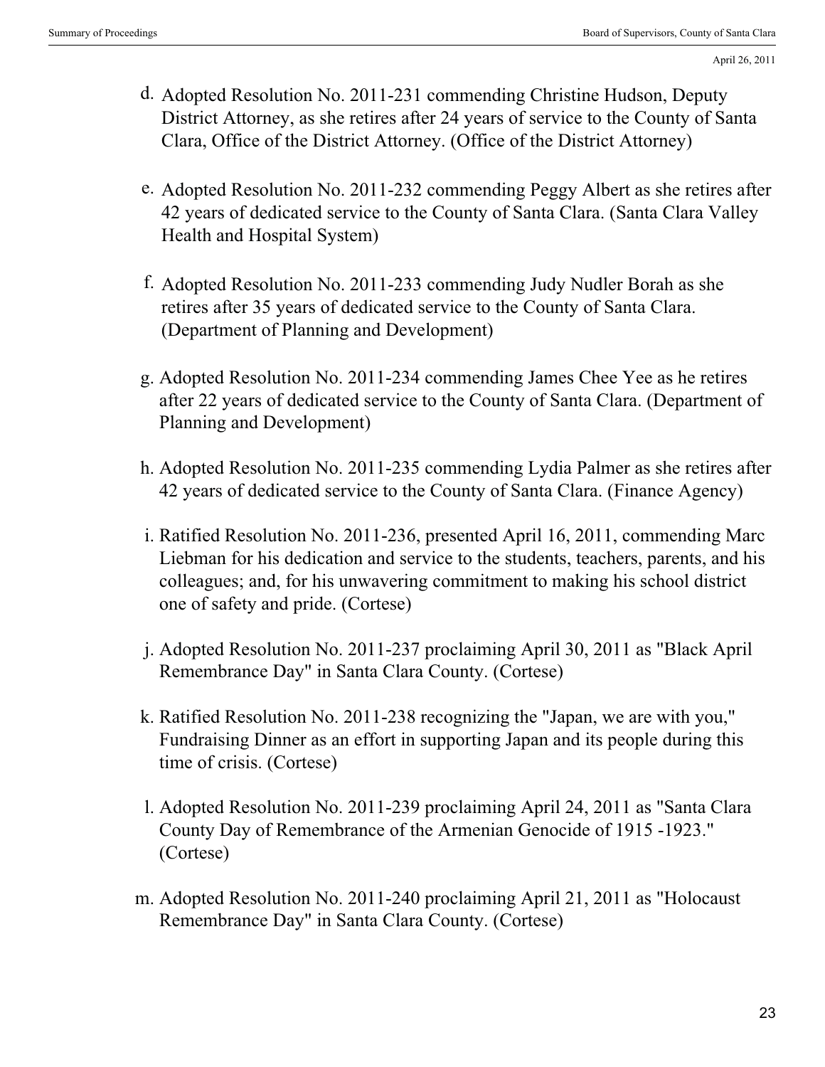d. Adopted Resolution No. 2011-231 commending Christine Hudson, Deputy District Attorney, as she retires after 24 years of service to the County of Santa Clara, Office of the District Attorney. (Office of the District Attorney)

e. Adopted Resolution No. 2011-232 commending Peggy Albert as she retires after 42 years of dedicated service to the County of Santa Clara. (Santa Clara Valley Health and Hospital System)

f. Adopted Resolution No. 2011-233 commending Judy Nudler Borah as she retires after 35 years of dedicated service to the County of Santa Clara. (Department of Planning and Development)

g. Adopted Resolution No. 2011-234 commending James Chee Yee as he retires after 22 years of dedicated service to the County of Santa Clara. (Department of Planning and Development)

h. Adopted Resolution No. 2011-235 commending Lydia Palmer as she retires after 42 years of dedicated service to the County of Santa Clara. (Finance Agency)

i. Ratified Resolution No. 2011-236, presented April 16, 2011, commending Marc Liebman for his dedication and service to the students, teachers, parents, and his colleagues; and, for his unwavering commitment to making his school district one of safety and pride. (Cortese)

j. Adopted Resolution No. 2011-237 proclaiming April 30, 2011 as "Black April Remembrance Day" in Santa Clara County. (Cortese)

k. Ratified Resolution No. 2011-238 recognizing the "Japan, we are with you," Fundraising Dinner as an effort in supporting Japan and its people during this time of crisis. (Cortese)

l. Adopted Resolution No. 2011-239 proclaiming April 24, 2011 as "Santa Clara County Day of Remembrance of the Armenian Genocide of 1915 -1923." (Cortese)

m. Adopted Resolution No. 2011-240 proclaiming April 21, 2011 as "Holocaust Remembrance Day" in Santa Clara County. (Cortese)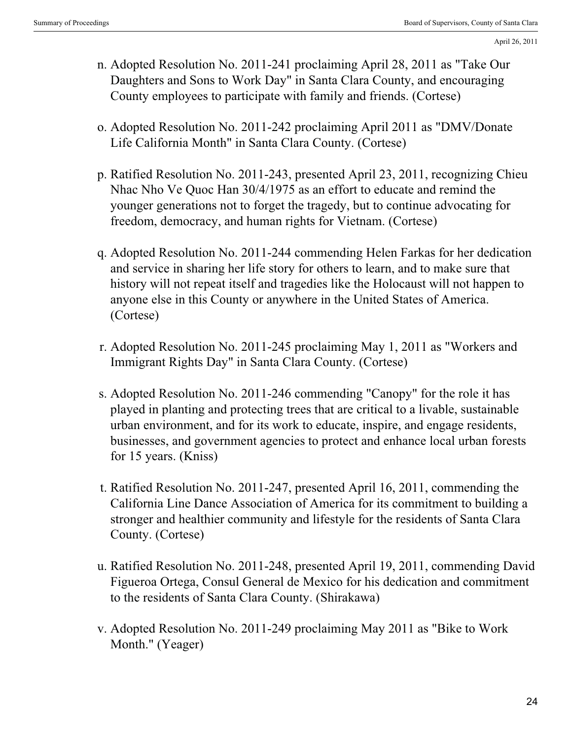n. Adopted Resolution No. 2011-241 proclaiming April 28, 2011 as "Take Our Daughters and Sons to Work Day" in Santa Clara County, and encouraging County employees to participate with family and friends. (Cortese)

o. Adopted Resolution No. 2011-242 proclaiming April 2011 as "DMV/Donate Life California Month" in Santa Clara County. (Cortese)

p. Ratified Resolution No. 2011-243, presented April 23, 2011, recognizing Chieu Nhac Nho Ve Quoc Han 30/4/1975 as an effort to educate and remind the younger generations not to forget the tragedy, but to continue advocating for freedom, democracy, and human rights for Vietnam. (Cortese)

q. Adopted Resolution No. 2011-244 commending Helen Farkas for her dedication and service in sharing her life story for others to learn, and to make sure that history will not repeat itself and tragedies like the Holocaust will not happen to anyone else in this County or anywhere in the United States of America. (Cortese)

r. Adopted Resolution No. 2011-245 proclaiming May 1, 2011 as "Workers and Immigrant Rights Day" in Santa Clara County. (Cortese)

s. Adopted Resolution No. 2011-246 commending "Canopy" for the role it has played in planting and protecting trees that are critical to a livable, sustainable urban environment, and for its work to educate, inspire, and engage residents, businesses, and government agencies to protect and enhance local urban forests for 15 years. (Kniss)

t. Ratified Resolution No. 2011-247, presented April 16, 2011, commending the California Line Dance Association of America for its commitment to building a stronger and healthier community and lifestyle for the residents of Santa Clara County. (Cortese)

u. Ratified Resolution No. 2011-248, presented April 19, 2011, commending David Figueroa Ortega, Consul General de Mexico for his dedication and commitment to the residents of Santa Clara County. (Shirakawa)

v. Adopted Resolution No. 2011-249 proclaiming May 2011 as "Bike to Work Month." (Yeager)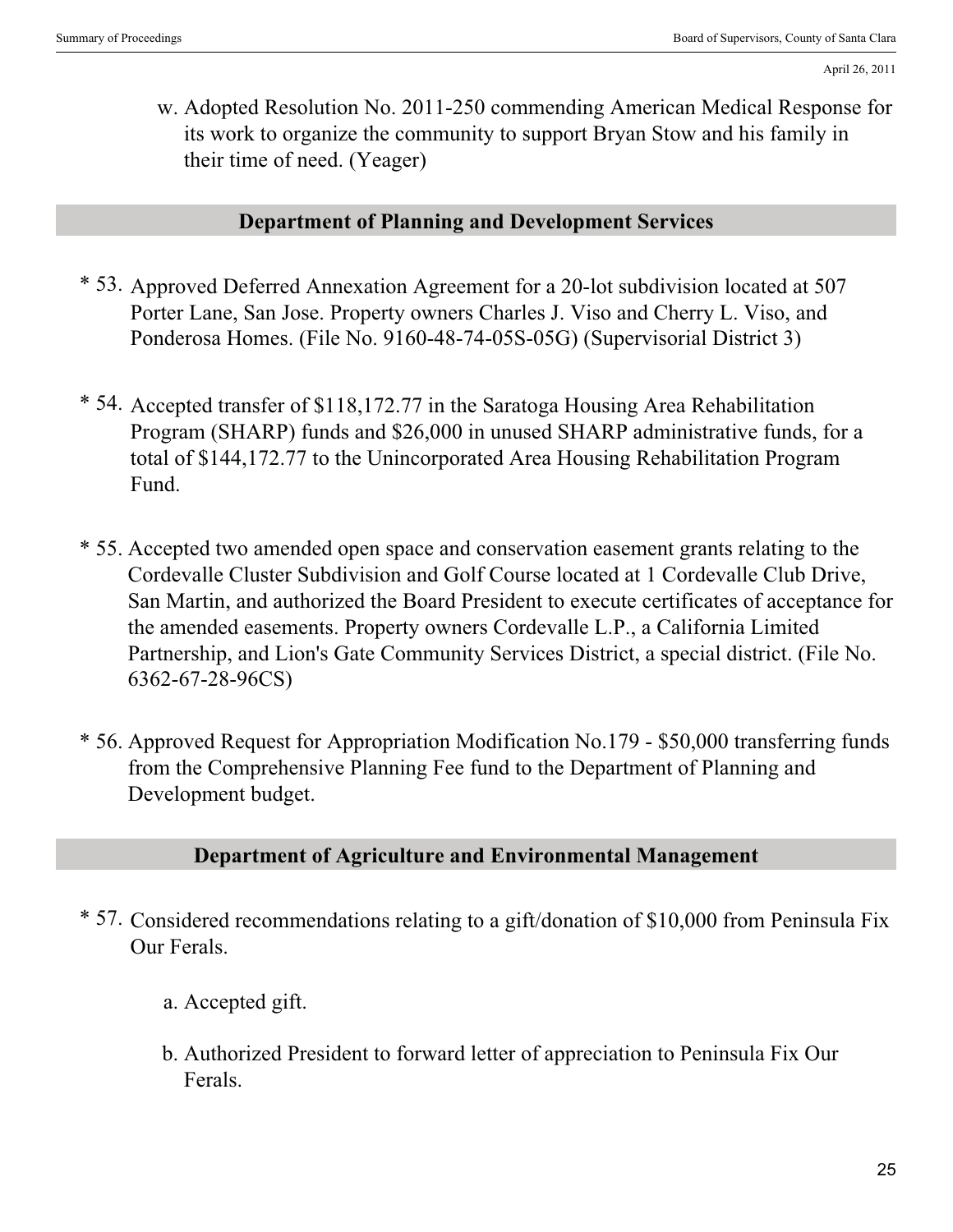w. Adopted Resolution No. 2011-250 commending American Medical Response for its work to organize the community to support Bryan Stow and his family in their time of need. (Yeager)

## Department of Planning and Development Services

* 53. Approved Deferred Annexation Agreement for a 20-lot subdivision located at 507 Porter Lane, San Jose. Property owners Charles J. Viso and Cherry L. Viso, and Ponderosa Homes. (File No. 9160-48-74-05S-05G) (Supervisorial District 3)

* 54. Accepted transfer of $118,172.77 in the Saratoga Housing Area Rehabilitation Program (SHARP) funds and $26,000 in unused SHARP administrative funds, for a total of $144,172.77 to the Unincorporated Area Housing Rehabilitation Program Fund.

* 55. Accepted two amended open space and conservation easement grants relating to the Cordevalle Cluster Subdivision and Golf Course located at 1 Cordevalle Club Drive, San Martin, and authorized the Board President to execute certificates of acceptance for the amended easements. Property owners Cordevalle L.P., a California Limited Partnership, and Lion's Gate Community Services District, a special district. (File No. 6362-67-28-96CS)

* 56. Approved Request for Appropriation Modification No.179 - $50,000 transferring funds from the Comprehensive Planning Fee fund to the Department of Planning and Development budget.

## Department of Agriculture and Environmental Management

* 57. Considered recommendations relating to a gift/donation of $10,000 from Peninsula Fix Our Ferals.

    a. Accepted gift.

    b. Authorized President to forward letter of appreciation to Peninsula Fix Our Ferals.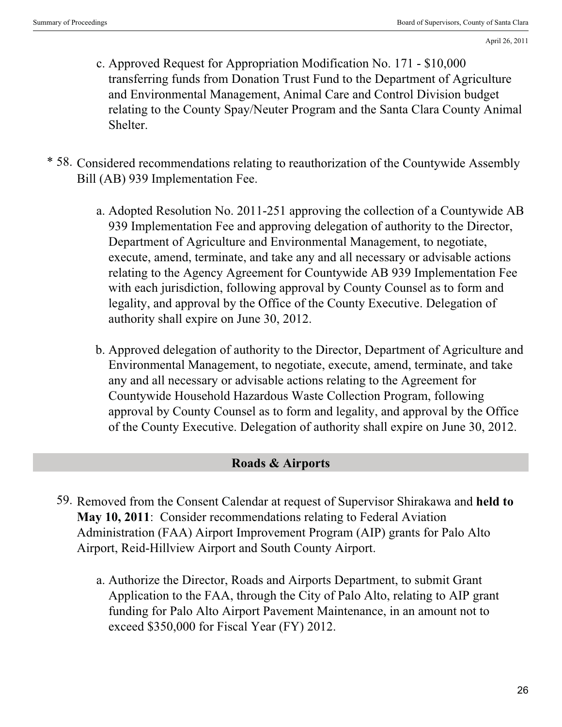c. Approved Request for Appropriation Modification No. 171 - $10,000 transferring funds from Donation Trust Fund to the Department of Agriculture and Environmental Management, Animal Care and Control Division budget relating to the County Spay/Neuter Program and the Santa Clara County Animal Shelter.

\* 58. Considered recommendations relating to reauthorization of the Countywide Assembly Bill (AB) 939 Implementation Fee.

a. Adopted Resolution No. 2011-251 approving the collection of a Countywide AB 939 Implementation Fee and approving delegation of authority to the Director, Department of Agriculture and Environmental Management, to negotiate, execute, amend, terminate, and take any and all necessary or advisable actions relating to the Agency Agreement for Countywide AB 939 Implementation Fee with each jurisdiction, following approval by County Counsel as to form and legality, and approval by the Office of the County Executive. Delegation of authority shall expire on June 30, 2012.

b. Approved delegation of authority to the Director, Department of Agriculture and Environmental Management, to negotiate, execute, amend, terminate, and take any and all necessary or advisable actions relating to the Agreement for Countywide Household Hazardous Waste Collection Program, following approval by County Counsel as to form and legality, and approval by the Office of the County Executive. Delegation of authority shall expire on June 30, 2012.

## Roads & Airports

59. Removed from the Consent Calendar at request of Supervisor Shirakawa and **held to May 10, 2011**: Consider recommendations relating to Federal Aviation Administration (FAA) Airport Improvement Program (AIP) grants for Palo Alto Airport, Reid-Hillview Airport and South County Airport.

a. Authorize the Director, Roads and Airports Department, to submit Grant Application to the FAA, through the City of Palo Alto, relating to AIP grant funding for Palo Alto Airport Pavement Maintenance, in an amount not to exceed $350,000 for Fiscal Year (FY) 2012.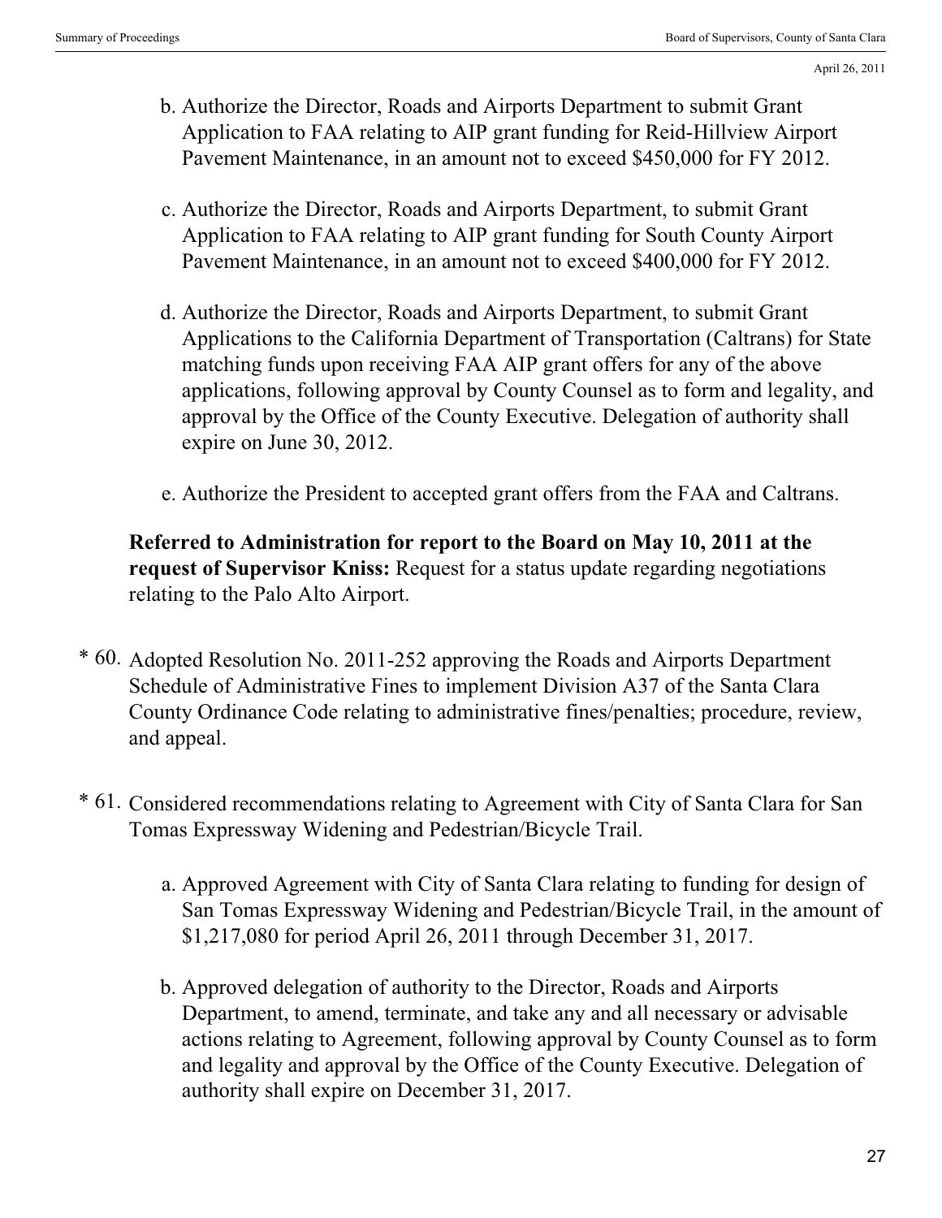b. Authorize the Director, Roads and Airports Department to submit Grant Application to FAA relating to AIP grant funding for Reid-Hillview Airport Pavement Maintenance, in an amount not to exceed $450,000 for FY 2012.

c. Authorize the Director, Roads and Airports Department, to submit Grant Application to FAA relating to AIP grant funding for South County Airport Pavement Maintenance, in an amount not to exceed $400,000 for FY 2012.

d. Authorize the Director, Roads and Airports Department, to submit Grant Applications to the California Department of Transportation (Caltrans) for State matching funds upon receiving FAA AIP grant offers for any of the above applications, following approval by County Counsel as to form and legality, and approval by the Office of the County Executive. Delegation of authority shall expire on June 30, 2012.

e. Authorize the President to accepted grant offers from the FAA and Caltrans.

**Referred to Administration for report to the Board on May 10, 2011 at the request of Supervisor Kniss:** Request for a status update regarding negotiations relating to the Palo Alto Airport.

\* 60. Adopted Resolution No. 2011-252 approving the Roads and Airports Department Schedule of Administrative Fines to implement Division A37 of the Santa Clara County Ordinance Code relating to administrative fines/penalties; procedure, review, and appeal.

\* 61. Considered recommendations relating to Agreement with City of Santa Clara for San Tomas Expressway Widening and Pedestrian/Bicycle Trail.

a. Approved Agreement with City of Santa Clara relating to funding for design of San Tomas Expressway Widening and Pedestrian/Bicycle Trail, in the amount of $1,217,080 for period April 26, 2011 through December 31, 2017.

b. Approved delegation of authority to the Director, Roads and Airports Department, to amend, terminate, and take any and all necessary or advisable actions relating to Agreement, following approval by County Counsel as to form and legality and approval by the Office of the County Executive. Delegation of authority shall expire on December 31, 2017.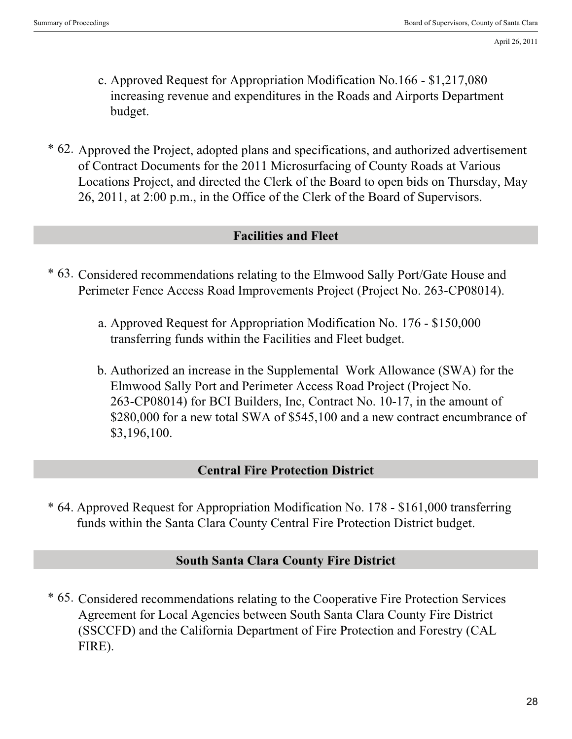c. Approved Request for Appropriation Modification No.166 - $1,217,080 increasing revenue and expenditures in the Roads and Airports Department budget.

* 62. Approved the Project, adopted plans and specifications, and authorized advertisement of Contract Documents for the 2011 Microsurfacing of County Roads at Various Locations Project, and directed the Clerk of the Board to open bids on Thursday, May 26, 2011, at 2:00 p.m., in the Office of the Clerk of the Board of Supervisors.

## Facilities and Fleet

* 63. Considered recommendations relating to the Elmwood Sally Port/Gate House and Perimeter Fence Access Road Improvements Project (Project No. 263-CP08014).

  a. Approved Request for Appropriation Modification No. 176 - $150,000 transferring funds within the Facilities and Fleet budget.

  b. Authorized an increase in the Supplemental Work Allowance (SWA) for the Elmwood Sally Port and Perimeter Access Road Project (Project No. 263-CP08014) for BCI Builders, Inc, Contract No. 10-17, in the amount of $280,000 for a new total SWA of $545,100 and a new contract encumbrance of $3,196,100.

## Central Fire Protection District

* 64. Approved Request for Appropriation Modification No. 178 - $161,000 transferring funds within the Santa Clara County Central Fire Protection District budget.

## South Santa Clara County Fire District

* 65. Considered recommendations relating to the Cooperative Fire Protection Services Agreement for Local Agencies between South Santa Clara County Fire District (SSCCFD) and the California Department of Fire Protection and Forestry (CAL FIRE).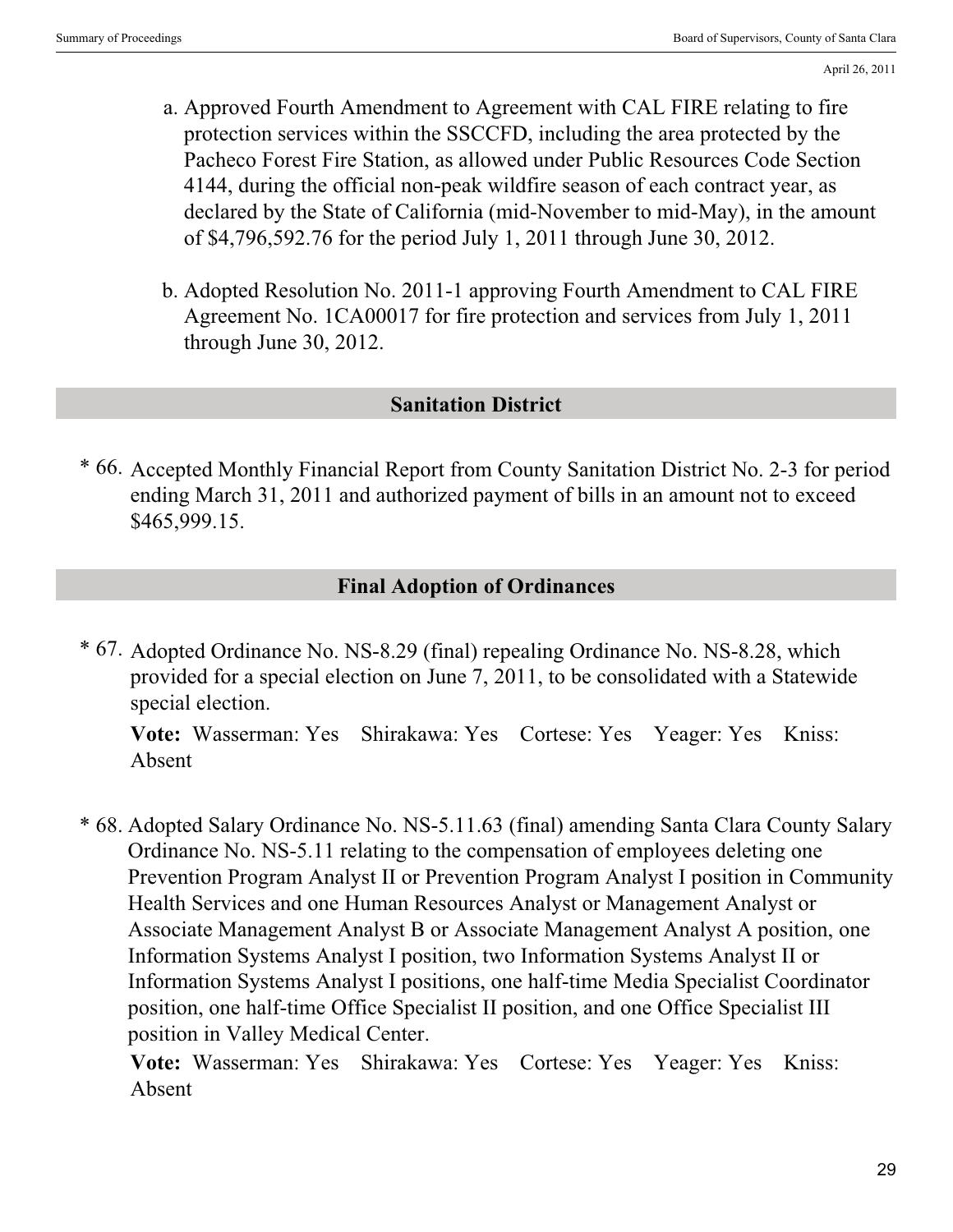a. Approved Fourth Amendment to Agreement with CAL FIRE relating to fire protection services within the SSCCFD, including the area protected by the Pacheco Forest Fire Station, as allowed under Public Resources Code Section 4144, during the official non-peak wildfire season of each contract year, as declared by the State of California (mid-November to mid-May), in the amount of $4,796,592.76 for the period July 1, 2011 through June 30, 2012.

b. Adopted Resolution No. 2011-1 approving Fourth Amendment to CAL FIRE Agreement No. 1CA00017 for fire protection and services from July 1, 2011 through June 30, 2012.

## Sanitation District

\* 66. Accepted Monthly Financial Report from County Sanitation District No. 2-3 for period ending March 31, 2011 and authorized payment of bills in an amount not to exceed $465,999.15.

## Final Adoption of Ordinances

\* 67. Adopted Ordinance No. NS-8.29 (final) repealing Ordinance No. NS-8.28, which provided for a special election on June 7, 2011, to be consolidated with a Statewide special election.

**Vote:** Wasserman: Yes Shirakawa: Yes Cortese: Yes Yeager: Yes Kniss: Absent

\* 68. Adopted Salary Ordinance No. NS-5.11.63 (final) amending Santa Clara County Salary Ordinance No. NS-5.11 relating to the compensation of employees deleting one Prevention Program Analyst II or Prevention Program Analyst I position in Community Health Services and one Human Resources Analyst or Management Analyst or Associate Management Analyst B or Associate Management Analyst A position, one Information Systems Analyst I position, two Information Systems Analyst II or Information Systems Analyst I positions, one half-time Media Specialist Coordinator position, one half-time Office Specialist II position, and one Office Specialist III position in Valley Medical Center.

**Vote:** Wasserman: Yes Shirakawa: Yes Cortese: Yes Yeager: Yes Kniss: Absent